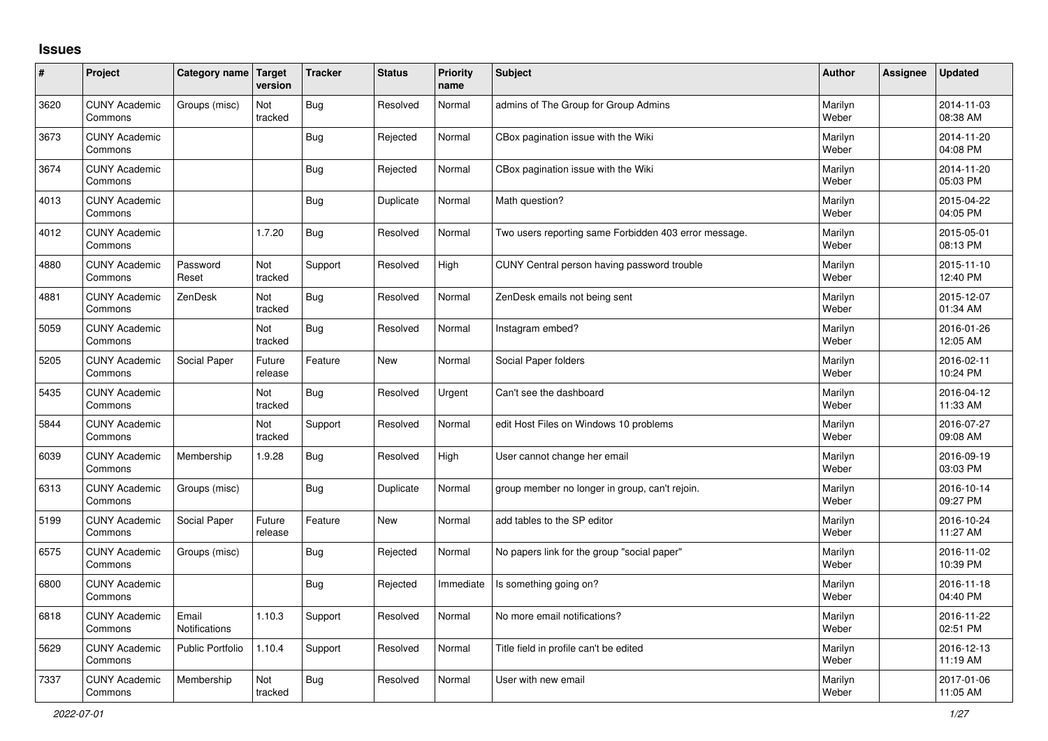# Issues

| # | Project | Category name | Target version | Tracker | Status | Priority name | Subject | Author | Assignee | Updated |
|---|---|---|---|---|---|---|---|---|---|---|
| 3620 | CUNY Academic Commons | Groups (misc) | Not tracked | Bug | Resolved | Normal | admins of The Group for Group Admins | Marilyn Weber | | 2014-11-03 08:38 AM |
| 3673 | CUNY Academic Commons | | | Bug | Rejected | Normal | CBox pagination issue with the Wiki | Marilyn Weber | | 2014-11-20 04:08 PM |
| 3674 | CUNY Academic Commons | | | Bug | Rejected | Normal | CBox pagination issue with the Wiki | Marilyn Weber | | 2014-11-20 05:03 PM |
| 4013 | CUNY Academic Commons | | | Bug | Duplicate | Normal | Math question? | Marilyn Weber | | 2015-04-22 04:05 PM |
| 4012 | CUNY Academic Commons | | 1.7.20 | Bug | Resolved | Normal | Two users reporting same Forbidden 403 error message. | Marilyn Weber | | 2015-05-01 08:13 PM |
| 4880 | CUNY Academic Commons | Password Reset | Not tracked | Support | Resolved | High | CUNY Central person having password trouble | Marilyn Weber | | 2015-11-10 12:40 PM |
| 4881 | CUNY Academic Commons | ZenDesk | Not tracked | Bug | Resolved | Normal | ZenDesk emails not being sent | Marilyn Weber | | 2015-12-07 01:34 AM |
| 5059 | CUNY Academic Commons | | Not tracked | Bug | Resolved | Normal | Instagram embed? | Marilyn Weber | | 2016-01-26 12:05 AM |
| 5205 | CUNY Academic Commons | Social Paper | Future release | Feature | New | Normal | Social Paper folders | Marilyn Weber | | 2016-02-11 10:24 PM |
| 5435 | CUNY Academic Commons | | Not tracked | Bug | Resolved | Urgent | Can't see the dashboard | Marilyn Weber | | 2016-04-12 11:33 AM |
| 5844 | CUNY Academic Commons | | Not tracked | Support | Resolved | Normal | edit Host Files on Windows 10 problems | Marilyn Weber | | 2016-07-27 09:08 AM |
| 6039 | CUNY Academic Commons | Membership | 1.9.28 | Bug | Resolved | High | User cannot change her email | Marilyn Weber | | 2016-09-19 03:03 PM |
| 6313 | CUNY Academic Commons | Groups (misc) | | Bug | Duplicate | Normal | group member no longer in group, can't rejoin. | Marilyn Weber | | 2016-10-14 09:27 PM |
| 5199 | CUNY Academic Commons | Social Paper | Future release | Feature | New | Normal | add tables to the SP editor | Marilyn Weber | | 2016-10-24 11:27 AM |
| 6575 | CUNY Academic Commons | Groups (misc) | | Bug | Rejected | Normal | No papers link for the group "social paper" | Marilyn Weber | | 2016-11-02 10:39 PM |
| 6800 | CUNY Academic Commons | | | Bug | Rejected | Immediate | Is something going on? | Marilyn Weber | | 2016-11-18 04:40 PM |
| 6818 | CUNY Academic Commons | Email Notifications | 1.10.3 | Support | Resolved | Normal | No more email notifications? | Marilyn Weber | | 2016-11-22 02:51 PM |
| 5629 | CUNY Academic Commons | Public Portfolio | 1.10.4 | Support | Resolved | Normal | Title field in profile can't be edited | Marilyn Weber | | 2016-12-13 11:19 AM |
| 7337 | CUNY Academic Commons | Membership | Not tracked | Bug | Resolved | Normal | User with new email | Marilyn Weber | | 2017-01-06 11:05 AM |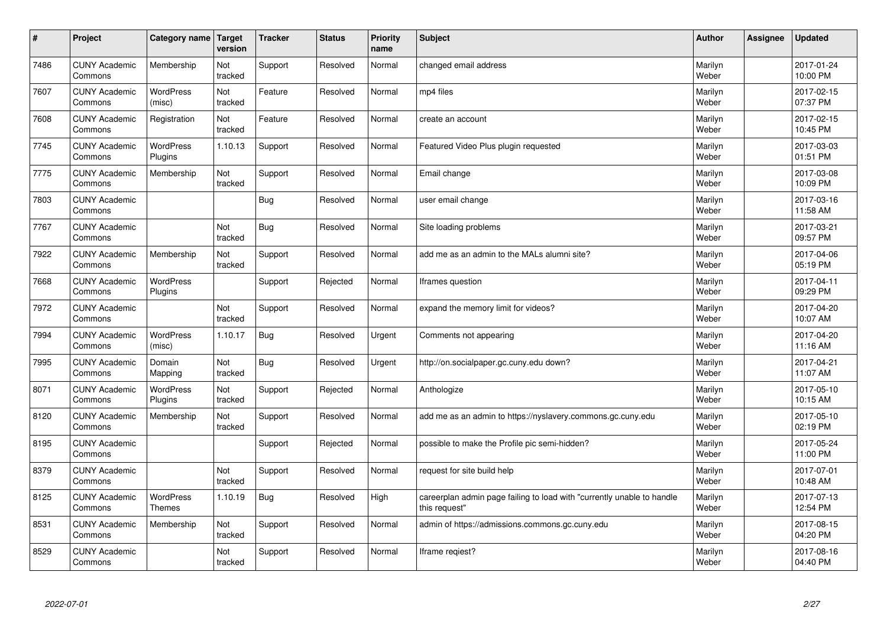| # | Project | Category name | Target version | Tracker | Status | Priority name | Subject | Author | Assignee | Updated |
|---|---|---|---|---|---|---|---|---|---|---|
| 7486 | CUNY Academic Commons | Membership | Not tracked | Support | Resolved | Normal | changed email address | Marilyn Weber | | 2017-01-24 10:00 PM |
| 7607 | CUNY Academic Commons | WordPress (misc) | Not tracked | Feature | Resolved | Normal | mp4 files | Marilyn Weber | | 2017-02-15 07:37 PM |
| 7608 | CUNY Academic Commons | Registration | Not tracked | Feature | Resolved | Normal | create an account | Marilyn Weber | | 2017-02-15 10:45 PM |
| 7745 | CUNY Academic Commons | WordPress Plugins | 1.10.13 | Support | Resolved | Normal | Featured Video Plus plugin requested | Marilyn Weber | | 2017-03-03 01:51 PM |
| 7775 | CUNY Academic Commons | Membership | Not tracked | Support | Resolved | Normal | Email change | Marilyn Weber | | 2017-03-08 10:09 PM |
| 7803 | CUNY Academic Commons | | | Bug | Resolved | Normal | user email change | Marilyn Weber | | 2017-03-16 11:58 AM |
| 7767 | CUNY Academic Commons | | Not tracked | Bug | Resolved | Normal | Site loading problems | Marilyn Weber | | 2017-03-21 09:57 PM |
| 7922 | CUNY Academic Commons | Membership | Not tracked | Support | Resolved | Normal | add me as an admin to the MALs alumni site? | Marilyn Weber | | 2017-04-06 05:19 PM |
| 7668 | CUNY Academic Commons | WordPress Plugins | | Support | Rejected | Normal | Iframes question | Marilyn Weber | | 2017-04-11 09:29 PM |
| 7972 | CUNY Academic Commons | | Not tracked | Support | Resolved | Normal | expand the memory limit for videos? | Marilyn Weber | | 2017-04-20 10:07 AM |
| 7994 | CUNY Academic Commons | WordPress (misc) | 1.10.17 | Bug | Resolved | Urgent | Comments not appearing | Marilyn Weber | | 2017-04-20 11:16 AM |
| 7995 | CUNY Academic Commons | Domain Mapping | Not tracked | Bug | Resolved | Urgent | http://on.socialpaper.gc.cuny.edu down? | Marilyn Weber | | 2017-04-21 11:07 AM |
| 8071 | CUNY Academic Commons | WordPress Plugins | Not tracked | Support | Rejected | Normal | Anthologize | Marilyn Weber | | 2017-05-10 10:15 AM |
| 8120 | CUNY Academic Commons | Membership | Not tracked | Support | Resolved | Normal | add me as an admin to https://nyslavery.commons.gc.cuny.edu | Marilyn Weber | | 2017-05-10 02:19 PM |
| 8195 | CUNY Academic Commons | | | Support | Rejected | Normal | possible to make the Profile pic semi-hidden? | Marilyn Weber | | 2017-05-24 11:00 PM |
| 8379 | CUNY Academic Commons | | Not tracked | Support | Resolved | Normal | request for site build help | Marilyn Weber | | 2017-07-01 10:48 AM |
| 8125 | CUNY Academic Commons | WordPress Themes | 1.10.19 | Bug | Resolved | High | careerplan admin page failing to load with "currently unable to handle this request" | Marilyn Weber | | 2017-07-13 12:54 PM |
| 8531 | CUNY Academic Commons | Membership | Not tracked | Support | Resolved | Normal | admin of https://admissions.commons.gc.cuny.edu | Marilyn Weber | | 2017-08-15 04:20 PM |
| 8529 | CUNY Academic Commons | | Not tracked | Support | Resolved | Normal | Iframe reqiest? | Marilyn Weber | | 2017-08-16 04:40 PM |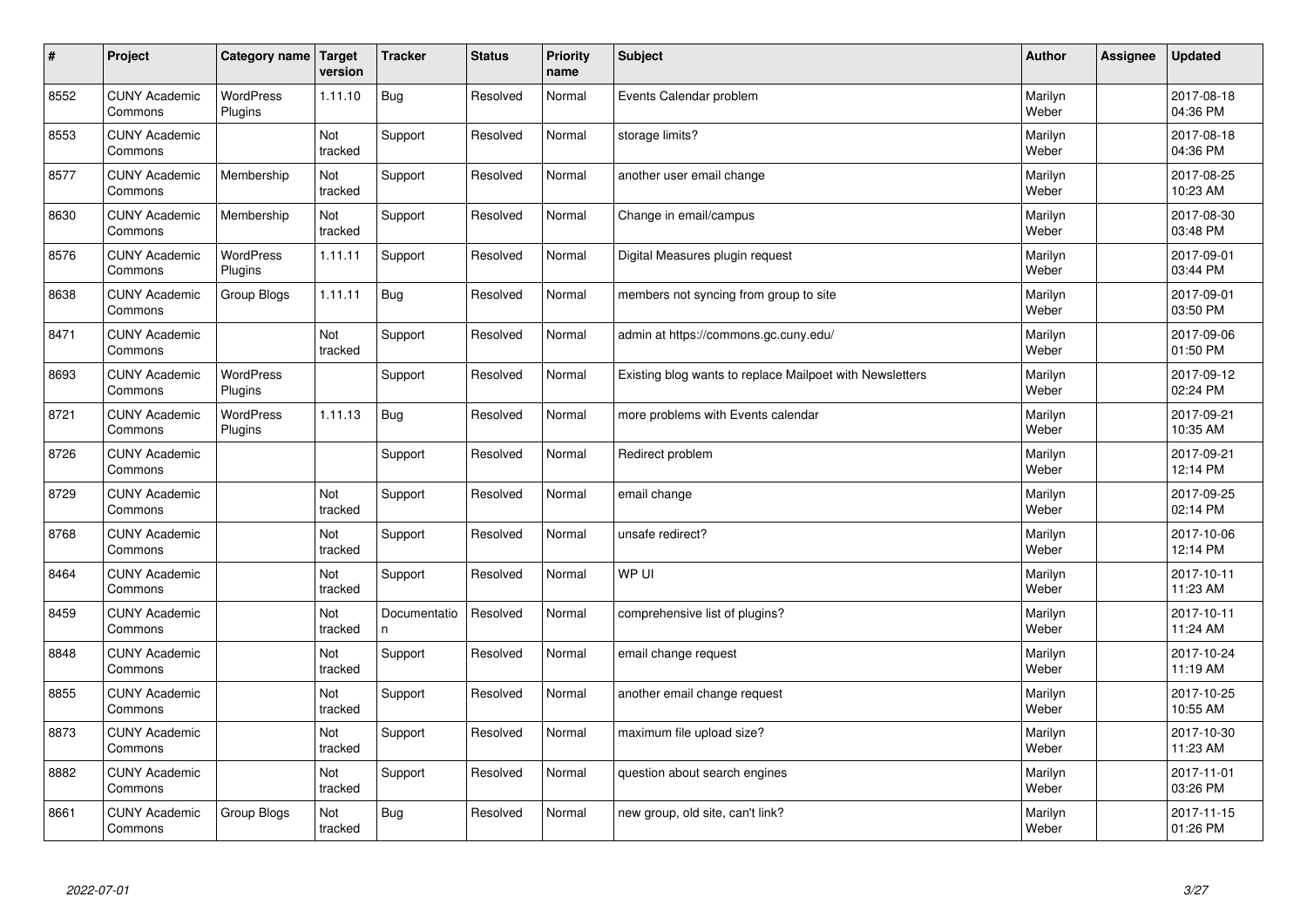| # | Project | Category name | Target version | Tracker | Status | Priority name | Subject | Author | Assignee | Updated |
|---|---|---|---|---|---|---|---|---|---|---|
| 8552 | CUNY Academic Commons | WordPress Plugins | 1.11.10 | Bug | Resolved | Normal | Events Calendar problem | Marilyn Weber | | 2017-08-18 04:36 PM |
| 8553 | CUNY Academic Commons | | Not tracked | Support | Resolved | Normal | storage limits? | Marilyn Weber | | 2017-08-18 04:36 PM |
| 8577 | CUNY Academic Commons | Membership | Not tracked | Support | Resolved | Normal | another user email change | Marilyn Weber | | 2017-08-25 10:23 AM |
| 8630 | CUNY Academic Commons | Membership | Not tracked | Support | Resolved | Normal | Change in email/campus | Marilyn Weber | | 2017-08-30 03:48 PM |
| 8576 | CUNY Academic Commons | WordPress Plugins | 1.11.11 | Support | Resolved | Normal | Digital Measures plugin request | Marilyn Weber | | 2017-09-01 03:44 PM |
| 8638 | CUNY Academic Commons | Group Blogs | 1.11.11 | Bug | Resolved | Normal | members not syncing from group to site | Marilyn Weber | | 2017-09-01 03:50 PM |
| 8471 | CUNY Academic Commons | | Not tracked | Support | Resolved | Normal | admin at https://commons.gc.cuny.edu/ | Marilyn Weber | | 2017-09-06 01:50 PM |
| 8693 | CUNY Academic Commons | WordPress Plugins | | Support | Resolved | Normal | Existing blog wants to replace Mailpoet with Newsletters | Marilyn Weber | | 2017-09-12 02:24 PM |
| 8721 | CUNY Academic Commons | WordPress Plugins | 1.11.13 | Bug | Resolved | Normal | more problems with Events calendar | Marilyn Weber | | 2017-09-21 10:35 AM |
| 8726 | CUNY Academic Commons | | | Support | Resolved | Normal | Redirect problem | Marilyn Weber | | 2017-09-21 12:14 PM |
| 8729 | CUNY Academic Commons | | Not tracked | Support | Resolved | Normal | email change | Marilyn Weber | | 2017-09-25 02:14 PM |
| 8768 | CUNY Academic Commons | | Not tracked | Support | Resolved | Normal | unsafe redirect? | Marilyn Weber | | 2017-10-06 12:14 PM |
| 8464 | CUNY Academic Commons | | Not tracked | Support | Resolved | Normal | WP UI | Marilyn Weber | | 2017-10-11 11:23 AM |
| 8459 | CUNY Academic Commons | | Not tracked | Documentation | Resolved | Normal | comprehensive list of plugins? | Marilyn Weber | | 2017-10-11 11:24 AM |
| 8848 | CUNY Academic Commons | | Not tracked | Support | Resolved | Normal | email change request | Marilyn Weber | | 2017-10-24 11:19 AM |
| 8855 | CUNY Academic Commons | | Not tracked | Support | Resolved | Normal | another email change request | Marilyn Weber | | 2017-10-25 10:55 AM |
| 8873 | CUNY Academic Commons | | Not tracked | Support | Resolved | Normal | maximum file upload size? | Marilyn Weber | | 2017-10-30 11:23 AM |
| 8882 | CUNY Academic Commons | | Not tracked | Support | Resolved | Normal | question about search engines | Marilyn Weber | | 2017-11-01 03:26 PM |
| 8661 | CUNY Academic Commons | Group Blogs | Not tracked | Bug | Resolved | Normal | new group, old site, can't link? | Marilyn Weber | | 2017-11-15 01:26 PM |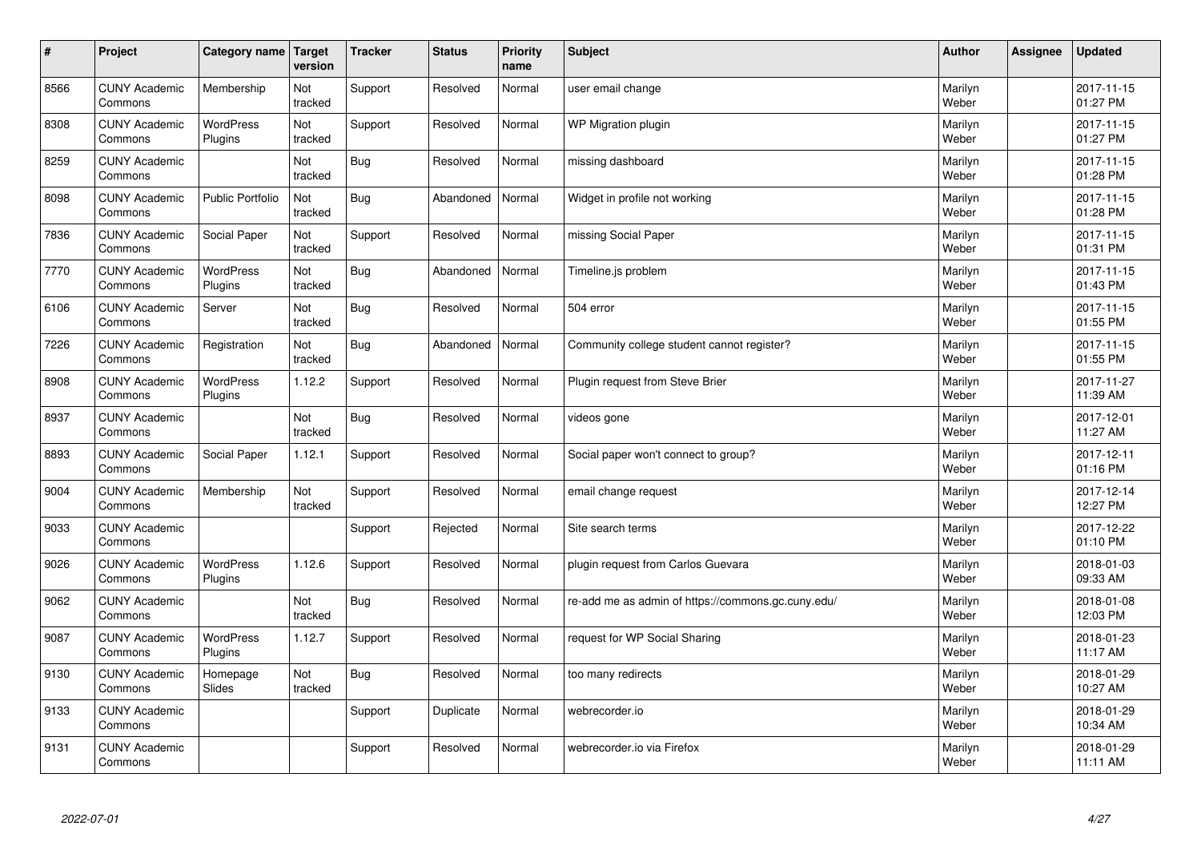| # | Project | Category name | Target version | Tracker | Status | Priority name | Subject | Author | Assignee | Updated |
|---|---|---|---|---|---|---|---|---|---|---|
| 8566 | CUNY Academic Commons | Membership | Not tracked | Support | Resolved | Normal | user email change | Marilyn Weber | | 2017-11-15 01:27 PM |
| 8308 | CUNY Academic Commons | WordPress Plugins | Not tracked | Support | Resolved | Normal | WP Migration plugin | Marilyn Weber | | 2017-11-15 01:27 PM |
| 8259 | CUNY Academic Commons | | Not tracked | Bug | Resolved | Normal | missing dashboard | Marilyn Weber | | 2017-11-15 01:28 PM |
| 8098 | CUNY Academic Commons | Public Portfolio | Not tracked | Bug | Abandoned | Normal | Widget in profile not working | Marilyn Weber | | 2017-11-15 01:28 PM |
| 7836 | CUNY Academic Commons | Social Paper | Not tracked | Support | Resolved | Normal | missing Social Paper | Marilyn Weber | | 2017-11-15 01:31 PM |
| 7770 | CUNY Academic Commons | WordPress Plugins | Not tracked | Bug | Abandoned | Normal | Timeline.js problem | Marilyn Weber | | 2017-11-15 01:43 PM |
| 6106 | CUNY Academic Commons | Server | Not tracked | Bug | Resolved | Normal | 504 error | Marilyn Weber | | 2017-11-15 01:55 PM |
| 7226 | CUNY Academic Commons | Registration | Not tracked | Bug | Abandoned | Normal | Community college student cannot register? | Marilyn Weber | | 2017-11-15 01:55 PM |
| 8908 | CUNY Academic Commons | WordPress Plugins | 1.12.2 | Support | Resolved | Normal | Plugin request from Steve Brier | Marilyn Weber | | 2017-11-27 11:39 AM |
| 8937 | CUNY Academic Commons | | Not tracked | Bug | Resolved | Normal | videos gone | Marilyn Weber | | 2017-12-01 11:27 AM |
| 8893 | CUNY Academic Commons | Social Paper | 1.12.1 | Support | Resolved | Normal | Social paper won't connect to group? | Marilyn Weber | | 2017-12-11 01:16 PM |
| 9004 | CUNY Academic Commons | Membership | Not tracked | Support | Resolved | Normal | email change request | Marilyn Weber | | 2017-12-14 12:27 PM |
| 9033 | CUNY Academic Commons | | | Support | Rejected | Normal | Site search terms | Marilyn Weber | | 2017-12-22 01:10 PM |
| 9026 | CUNY Academic Commons | WordPress Plugins | 1.12.6 | Support | Resolved | Normal | plugin request from Carlos Guevara | Marilyn Weber | | 2018-01-03 09:33 AM |
| 9062 | CUNY Academic Commons | | Not tracked | Bug | Resolved | Normal | re-add me as admin of https://commons.gc.cuny.edu/ | Marilyn Weber | | 2018-01-08 12:03 PM |
| 9087 | CUNY Academic Commons | WordPress Plugins | 1.12.7 | Support | Resolved | Normal | request for WP Social Sharing | Marilyn Weber | | 2018-01-23 11:17 AM |
| 9130 | CUNY Academic Commons | Homepage Slides | Not tracked | Bug | Resolved | Normal | too many redirects | Marilyn Weber | | 2018-01-29 10:27 AM |
| 9133 | CUNY Academic Commons | | | Support | Duplicate | Normal | webrecorder.io | Marilyn Weber | | 2018-01-29 10:34 AM |
| 9131 | CUNY Academic Commons | | | Support | Resolved | Normal | webrecorder.io via Firefox | Marilyn Weber | | 2018-01-29 11:11 AM |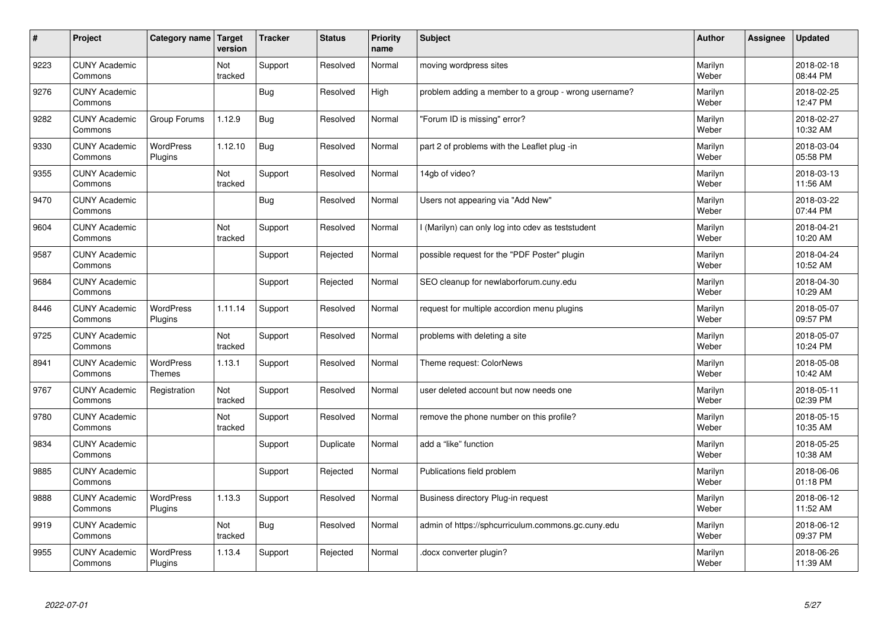| # | Project | Category name | Target version | Tracker | Status | Priority name | Subject | Author | Assignee | Updated |
|---|---|---|---|---|---|---|---|---|---|---|
| 9223 | CUNY Academic Commons | | Not tracked | Support | Resolved | Normal | moving wordpress sites | Marilyn Weber | | 2018-02-18 08:44 PM |
| 9276 | CUNY Academic Commons | | | Bug | Resolved | High | problem adding a member to a group - wrong username? | Marilyn Weber | | 2018-02-25 12:47 PM |
| 9282 | CUNY Academic Commons | Group Forums | 1.12.9 | Bug | Resolved | Normal | "Forum ID is missing" error? | Marilyn Weber | | 2018-02-27 10:32 AM |
| 9330 | CUNY Academic Commons | WordPress Plugins | 1.12.10 | Bug | Resolved | Normal | part 2 of problems with the Leaflet plug -in | Marilyn Weber | | 2018-03-04 05:58 PM |
| 9355 | CUNY Academic Commons | | Not tracked | Support | Resolved | Normal | 14gb of video? | Marilyn Weber | | 2018-03-13 11:56 AM |
| 9470 | CUNY Academic Commons | | | Bug | Resolved | Normal | Users not appearing via "Add New" | Marilyn Weber | | 2018-03-22 07:44 PM |
| 9604 | CUNY Academic Commons | | Not tracked | Support | Resolved | Normal | I (Marilyn) can only log into cdev as teststudent | Marilyn Weber | | 2018-04-21 10:20 AM |
| 9587 | CUNY Academic Commons | | | Support | Rejected | Normal | possible request for the "PDF Poster" plugin | Marilyn Weber | | 2018-04-24 10:52 AM |
| 9684 | CUNY Academic Commons | | | Support | Rejected | Normal | SEO cleanup for newlaborforum.cuny.edu | Marilyn Weber | | 2018-04-30 10:29 AM |
| 8446 | CUNY Academic Commons | WordPress Plugins | 1.11.14 | Support | Resolved | Normal | request for multiple accordion menu plugins | Marilyn Weber | | 2018-05-07 09:57 PM |
| 9725 | CUNY Academic Commons | | Not tracked | Support | Resolved | Normal | problems with deleting a site | Marilyn Weber | | 2018-05-07 10:24 PM |
| 8941 | CUNY Academic Commons | WordPress Themes | 1.13.1 | Support | Resolved | Normal | Theme request: ColorNews | Marilyn Weber | | 2018-05-08 10:42 AM |
| 9767 | CUNY Academic Commons | Registration | Not tracked | Support | Resolved | Normal | user deleted account but now needs one | Marilyn Weber | | 2018-05-11 02:39 PM |
| 9780 | CUNY Academic Commons | | Not tracked | Support | Resolved | Normal | remove the phone number on this profile? | Marilyn Weber | | 2018-05-15 10:35 AM |
| 9834 | CUNY Academic Commons | | | Support | Duplicate | Normal | add a "like" function | Marilyn Weber | | 2018-05-25 10:38 AM |
| 9885 | CUNY Academic Commons | | | Support | Rejected | Normal | Publications field problem | Marilyn Weber | | 2018-06-06 01:18 PM |
| 9888 | CUNY Academic Commons | WordPress Plugins | 1.13.3 | Support | Resolved | Normal | Business directory Plug-in request | Marilyn Weber | | 2018-06-12 11:52 AM |
| 9919 | CUNY Academic Commons | | Not tracked | Bug | Resolved | Normal | admin of https://sphcurriculum.commons.gc.cuny.edu | Marilyn Weber | | 2018-06-12 09:37 PM |
| 9955 | CUNY Academic Commons | WordPress Plugins | 1.13.4 | Support | Rejected | Normal | .docx converter plugin? | Marilyn Weber | | 2018-06-26 11:39 AM |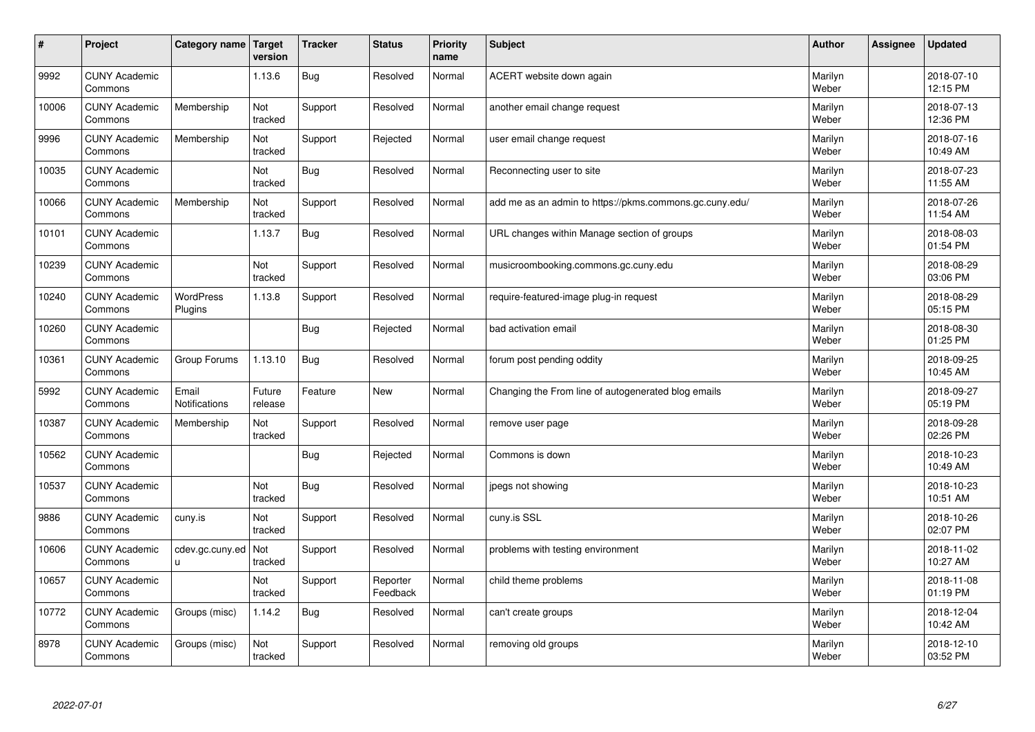| # | Project | Category name | Target version | Tracker | Status | Priority name | Subject | Author | Assignee | Updated |
|---|---|---|---|---|---|---|---|---|---|---|
| 9992 | CUNY Academic Commons | | 1.13.6 | Bug | Resolved | Normal | ACERT website down again | Marilyn Weber | | 2018-07-10 12:15 PM |
| 10006 | CUNY Academic Commons | Membership | Not tracked | Support | Resolved | Normal | another email change request | Marilyn Weber | | 2018-07-13 12:36 PM |
| 9996 | CUNY Academic Commons | Membership | Not tracked | Support | Rejected | Normal | user email change request | Marilyn Weber | | 2018-07-16 10:49 AM |
| 10035 | CUNY Academic Commons | | Not tracked | Bug | Resolved | Normal | Reconnecting user to site | Marilyn Weber | | 2018-07-23 11:55 AM |
| 10066 | CUNY Academic Commons | Membership | Not tracked | Support | Resolved | Normal | add me as an admin to https://pkms.commons.gc.cuny.edu/ | Marilyn Weber | | 2018-07-26 11:54 AM |
| 10101 | CUNY Academic Commons | | 1.13.7 | Bug | Resolved | Normal | URL changes within Manage section of groups | Marilyn Weber | | 2018-08-03 01:54 PM |
| 10239 | CUNY Academic Commons | | Not tracked | Support | Resolved | Normal | musicroombooking.commons.gc.cuny.edu | Marilyn Weber | | 2018-08-29 03:06 PM |
| 10240 | CUNY Academic Commons | WordPress Plugins | 1.13.8 | Support | Resolved | Normal | require-featured-image plug-in request | Marilyn Weber | | 2018-08-29 05:15 PM |
| 10260 | CUNY Academic Commons | | | Bug | Rejected | Normal | bad activation email | Marilyn Weber | | 2018-08-30 01:25 PM |
| 10361 | CUNY Academic Commons | Group Forums | 1.13.10 | Bug | Resolved | Normal | forum post pending oddity | Marilyn Weber | | 2018-09-25 10:45 AM |
| 5992 | CUNY Academic Commons | Email Notifications | Future release | Feature | New | Normal | Changing the From line of autogenerated blog emails | Marilyn Weber | | 2018-09-27 05:19 PM |
| 10387 | CUNY Academic Commons | Membership | Not tracked | Support | Resolved | Normal | remove user page | Marilyn Weber | | 2018-09-28 02:26 PM |
| 10562 | CUNY Academic Commons | | | Bug | Rejected | Normal | Commons is down | Marilyn Weber | | 2018-10-23 10:49 AM |
| 10537 | CUNY Academic Commons | | Not tracked | Bug | Resolved | Normal | jpegs not showing | Marilyn Weber | | 2018-10-23 10:51 AM |
| 9886 | CUNY Academic Commons | cuny.is | Not tracked | Support | Resolved | Normal | cuny.is SSL | Marilyn Weber | | 2018-10-26 02:07 PM |
| 10606 | CUNY Academic Commons | cdev.gc.cuny.edu | Not tracked | Support | Resolved | Normal | problems with testing environment | Marilyn Weber | | 2018-11-02 10:27 AM |
| 10657 | CUNY Academic Commons | | Not tracked | Support | Reporter Feedback | Normal | child theme problems | Marilyn Weber | | 2018-11-08 01:19 PM |
| 10772 | CUNY Academic Commons | Groups (misc) | 1.14.2 | Bug | Resolved | Normal | can't create groups | Marilyn Weber | | 2018-12-04 10:42 AM |
| 8978 | CUNY Academic Commons | Groups (misc) | Not tracked | Support | Resolved | Normal | removing old groups | Marilyn Weber | | 2018-12-10 03:52 PM |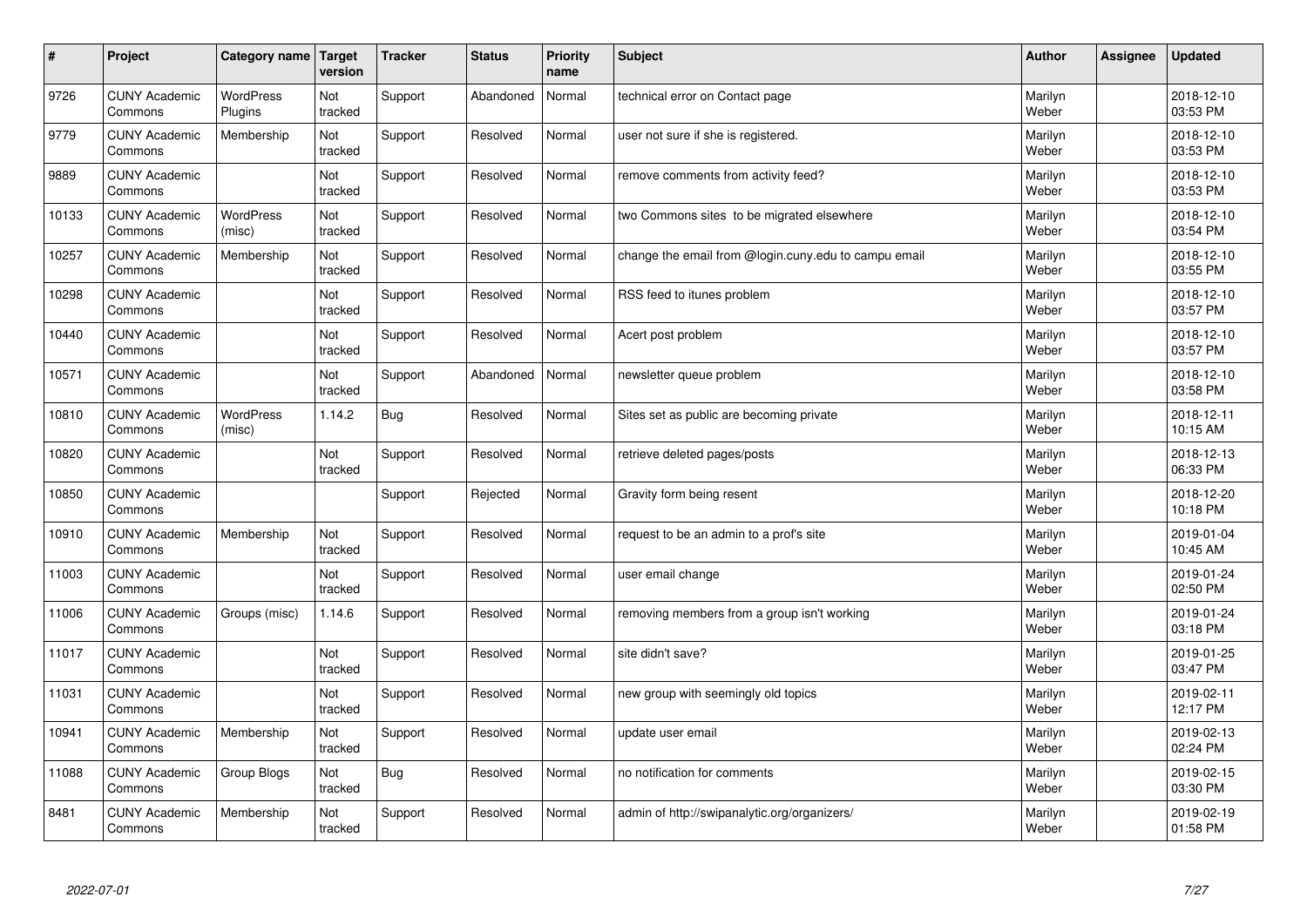| # | Project | Category name | Target version | Tracker | Status | Priority name | Subject | Author | Assignee | Updated |
|---|---|---|---|---|---|---|---|---|---|---|
| 9726 | CUNY Academic Commons | WordPress Plugins | Not tracked | Support | Abandoned | Normal | technical error on Contact page | Marilyn Weber | | 2018-12-10 03:53 PM |
| 9779 | CUNY Academic Commons | Membership | Not tracked | Support | Resolved | Normal | user not sure if she is registered. | Marilyn Weber | | 2018-12-10 03:53 PM |
| 9889 | CUNY Academic Commons | | Not tracked | Support | Resolved | Normal | remove comments from activity feed? | Marilyn Weber | | 2018-12-10 03:53 PM |
| 10133 | CUNY Academic Commons | WordPress (misc) | Not tracked | Support | Resolved | Normal | two Commons sites to be migrated elsewhere | Marilyn Weber | | 2018-12-10 03:54 PM |
| 10257 | CUNY Academic Commons | Membership | Not tracked | Support | Resolved | Normal | change the email from @login.cuny.edu to campu email | Marilyn Weber | | 2018-12-10 03:55 PM |
| 10298 | CUNY Academic Commons | | Not tracked | Support | Resolved | Normal | RSS feed to itunes problem | Marilyn Weber | | 2018-12-10 03:57 PM |
| 10440 | CUNY Academic Commons | | Not tracked | Support | Resolved | Normal | Acert post problem | Marilyn Weber | | 2018-12-10 03:57 PM |
| 10571 | CUNY Academic Commons | | Not tracked | Support | Abandoned | Normal | newsletter queue problem | Marilyn Weber | | 2018-12-10 03:58 PM |
| 10810 | CUNY Academic Commons | WordPress (misc) | 1.14.2 | Bug | Resolved | Normal | Sites set as public are becoming private | Marilyn Weber | | 2018-12-11 10:15 AM |
| 10820 | CUNY Academic Commons | | Not tracked | Support | Resolved | Normal | retrieve deleted pages/posts | Marilyn Weber | | 2018-12-13 06:33 PM |
| 10850 | CUNY Academic Commons | | | Support | Rejected | Normal | Gravity form being resent | Marilyn Weber | | 2018-12-20 10:18 PM |
| 10910 | CUNY Academic Commons | Membership | Not tracked | Support | Resolved | Normal | request to be an admin to a prof's site | Marilyn Weber | | 2019-01-04 10:45 AM |
| 11003 | CUNY Academic Commons | | Not tracked | Support | Resolved | Normal | user email change | Marilyn Weber | | 2019-01-24 02:50 PM |
| 11006 | CUNY Academic Commons | Groups (misc) | 1.14.6 | Support | Resolved | Normal | removing members from a group isn't working | Marilyn Weber | | 2019-01-24 03:18 PM |
| 11017 | CUNY Academic Commons | | Not tracked | Support | Resolved | Normal | site didn't save? | Marilyn Weber | | 2019-01-25 03:47 PM |
| 11031 | CUNY Academic Commons | | Not tracked | Support | Resolved | Normal | new group with seemingly old topics | Marilyn Weber | | 2019-02-11 12:17 PM |
| 10941 | CUNY Academic Commons | Membership | Not tracked | Support | Resolved | Normal | update user email | Marilyn Weber | | 2019-02-13 02:24 PM |
| 11088 | CUNY Academic Commons | Group Blogs | Not tracked | Bug | Resolved | Normal | no notification for comments | Marilyn Weber | | 2019-02-15 03:30 PM |
| 8481 | CUNY Academic Commons | Membership | Not tracked | Support | Resolved | Normal | admin of http://swipanalytic.org/organizers/ | Marilyn Weber | | 2019-02-19 01:58 PM |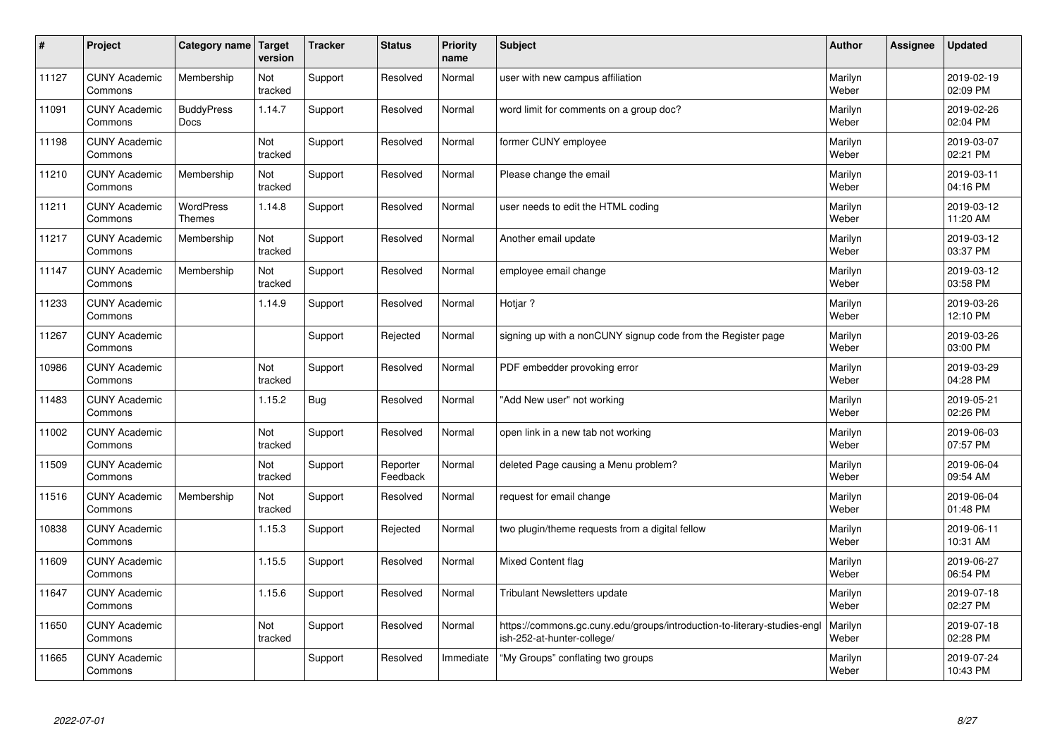| # | Project | Category name | Target version | Tracker | Status | Priority name | Subject | Author | Assignee | Updated |
|---|---|---|---|---|---|---|---|---|---|---|
| 11127 | CUNY Academic Commons | Membership | Not tracked | Support | Resolved | Normal | user with new campus affiliation | Marilyn Weber | | 2019-02-19 02:09 PM |
| 11091 | CUNY Academic Commons | BuddyPress Docs | 1.14.7 | Support | Resolved | Normal | word limit for comments on a group doc? | Marilyn Weber | | 2019-02-26 02:04 PM |
| 11198 | CUNY Academic Commons | | Not tracked | Support | Resolved | Normal | former CUNY employee | Marilyn Weber | | 2019-03-07 02:21 PM |
| 11210 | CUNY Academic Commons | Membership | Not tracked | Support | Resolved | Normal | Please change the email | Marilyn Weber | | 2019-03-11 04:16 PM |
| 11211 | CUNY Academic Commons | WordPress Themes | 1.14.8 | Support | Resolved | Normal | user needs to edit the HTML coding | Marilyn Weber | | 2019-03-12 11:20 AM |
| 11217 | CUNY Academic Commons | Membership | Not tracked | Support | Resolved | Normal | Another email update | Marilyn Weber | | 2019-03-12 03:37 PM |
| 11147 | CUNY Academic Commons | Membership | Not tracked | Support | Resolved | Normal | employee email change | Marilyn Weber | | 2019-03-12 03:58 PM |
| 11233 | CUNY Academic Commons | | 1.14.9 | Support | Resolved | Normal | Hotjar ? | Marilyn Weber | | 2019-03-26 12:10 PM |
| 11267 | CUNY Academic Commons | | | Support | Rejected | Normal | signing up with a nonCUNY signup code from the Register page | Marilyn Weber | | 2019-03-26 03:00 PM |
| 10986 | CUNY Academic Commons | | Not tracked | Support | Resolved | Normal | PDF embedder provoking error | Marilyn Weber | | 2019-03-29 04:28 PM |
| 11483 | CUNY Academic Commons | | 1.15.2 | Bug | Resolved | Normal | "Add New user" not working | Marilyn Weber | | 2019-05-21 02:26 PM |
| 11002 | CUNY Academic Commons | | Not tracked | Support | Resolved | Normal | open link in a new tab not working | Marilyn Weber | | 2019-06-03 07:57 PM |
| 11509 | CUNY Academic Commons | | Not tracked | Support | Reporter Feedback | Normal | deleted Page causing a Menu problem? | Marilyn Weber | | 2019-06-04 09:54 AM |
| 11516 | CUNY Academic Commons | Membership | Not tracked | Support | Resolved | Normal | request for email change | Marilyn Weber | | 2019-06-04 01:48 PM |
| 10838 | CUNY Academic Commons | | 1.15.3 | Support | Rejected | Normal | two plugin/theme requests from a digital fellow | Marilyn Weber | | 2019-06-11 10:31 AM |
| 11609 | CUNY Academic Commons | | 1.15.5 | Support | Resolved | Normal | Mixed Content flag | Marilyn Weber | | 2019-06-27 06:54 PM |
| 11647 | CUNY Academic Commons | | 1.15.6 | Support | Resolved | Normal | Tribulant Newsletters update | Marilyn Weber | | 2019-07-18 02:27 PM |
| 11650 | CUNY Academic Commons | | Not tracked | Support | Resolved | Normal | https://commons.gc.cuny.edu/groups/introduction-to-literary-studies-english-252-at-hunter-college/ | Marilyn Weber | | 2019-07-18 02:28 PM |
| 11665 | CUNY Academic Commons | | | Support | Resolved | Immediate | "My Groups" conflating two groups | Marilyn Weber | | 2019-07-24 10:43 PM |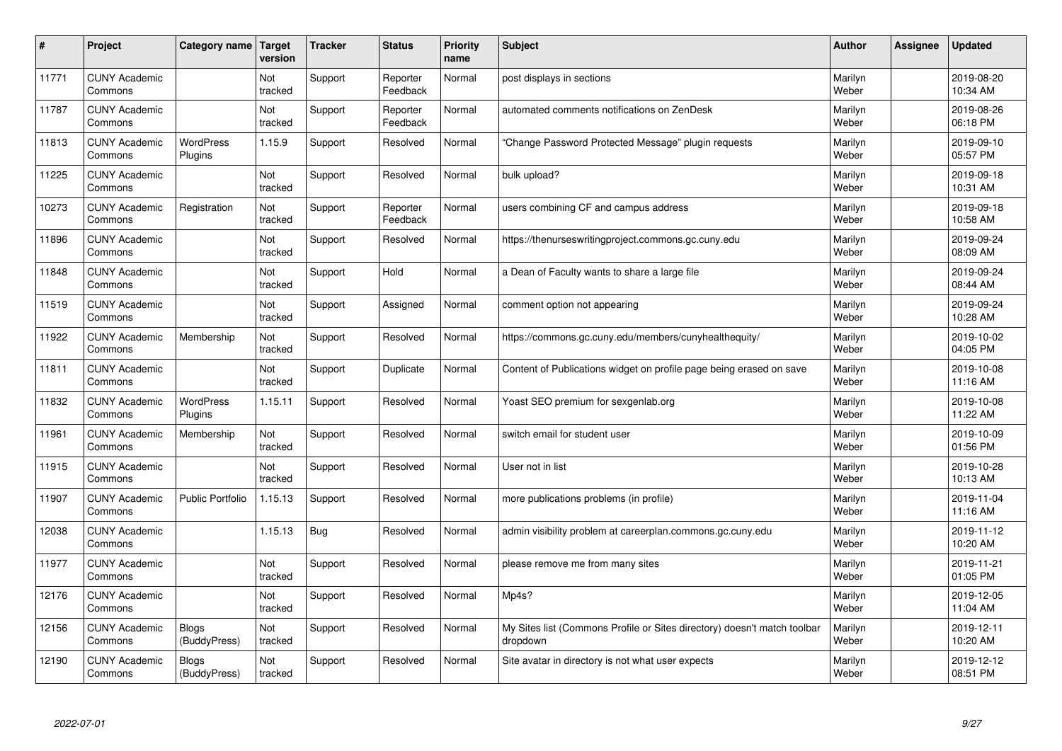| # | Project | Category name | Target version | Tracker | Status | Priority name | Subject | Author | Assignee | Updated |
|---|---|---|---|---|---|---|---|---|---|---|
| 11771 | CUNY Academic Commons | | Not tracked | Support | Reporter Feedback | Normal | post displays in sections | Marilyn Weber | | 2019-08-20 10:34 AM |
| 11787 | CUNY Academic Commons | | Not tracked | Support | Reporter Feedback | Normal | automated comments notifications on ZenDesk | Marilyn Weber | | 2019-08-26 06:18 PM |
| 11813 | CUNY Academic Commons | WordPress Plugins | 1.15.9 | Support | Resolved | Normal | "Change Password Protected Message" plugin requests | Marilyn Weber | | 2019-09-10 05:57 PM |
| 11225 | CUNY Academic Commons | | Not tracked | Support | Resolved | Normal | bulk upload? | Marilyn Weber | | 2019-09-18 10:31 AM |
| 10273 | CUNY Academic Commons | Registration | Not tracked | Support | Reporter Feedback | Normal | users combining CF and campus address | Marilyn Weber | | 2019-09-18 10:58 AM |
| 11896 | CUNY Academic Commons | | Not tracked | Support | Resolved | Normal | https://thenurseswritingproject.commons.gc.cuny.edu | Marilyn Weber | | 2019-09-24 08:09 AM |
| 11848 | CUNY Academic Commons | | Not tracked | Support | Hold | Normal | a Dean of Faculty wants to share a large file | Marilyn Weber | | 2019-09-24 08:44 AM |
| 11519 | CUNY Academic Commons | | Not tracked | Support | Assigned | Normal | comment option not appearing | Marilyn Weber | | 2019-09-24 10:28 AM |
| 11922 | CUNY Academic Commons | Membership | Not tracked | Support | Resolved | Normal | https://commons.gc.cuny.edu/members/cunyhealthequity/ | Marilyn Weber | | 2019-10-02 04:05 PM |
| 11811 | CUNY Academic Commons | | Not tracked | Support | Duplicate | Normal | Content of Publications widget on profile page being erased on save | Marilyn Weber | | 2019-10-08 11:16 AM |
| 11832 | CUNY Academic Commons | WordPress Plugins | 1.15.11 | Support | Resolved | Normal | Yoast SEO premium for sexgenlab.org | Marilyn Weber | | 2019-10-08 11:22 AM |
| 11961 | CUNY Academic Commons | Membership | Not tracked | Support | Resolved | Normal | switch email for student user | Marilyn Weber | | 2019-10-09 01:56 PM |
| 11915 | CUNY Academic Commons | | Not tracked | Support | Resolved | Normal | User not in list | Marilyn Weber | | 2019-10-28 10:13 AM |
| 11907 | CUNY Academic Commons | Public Portfolio | 1.15.13 | Support | Resolved | Normal | more publications problems (in profile) | Marilyn Weber | | 2019-11-04 11:16 AM |
| 12038 | CUNY Academic Commons | | 1.15.13 | Bug | Resolved | Normal | admin visibility problem at careerplan.commons.gc.cuny.edu | Marilyn Weber | | 2019-11-12 10:20 AM |
| 11977 | CUNY Academic Commons | | Not tracked | Support | Resolved | Normal | please remove me from many sites | Marilyn Weber | | 2019-11-21 01:05 PM |
| 12176 | CUNY Academic Commons | | Not tracked | Support | Resolved | Normal | Mp4s? | Marilyn Weber | | 2019-12-05 11:04 AM |
| 12156 | CUNY Academic Commons | Blogs (BuddyPress) | Not tracked | Support | Resolved | Normal | My Sites list (Commons Profile or Sites directory) doesn't match toolbar dropdown | Marilyn Weber | | 2019-12-11 10:20 AM |
| 12190 | CUNY Academic Commons | Blogs (BuddyPress) | Not tracked | Support | Resolved | Normal | Site avatar in directory is not what user expects | Marilyn Weber | | 2019-12-12 08:51 PM |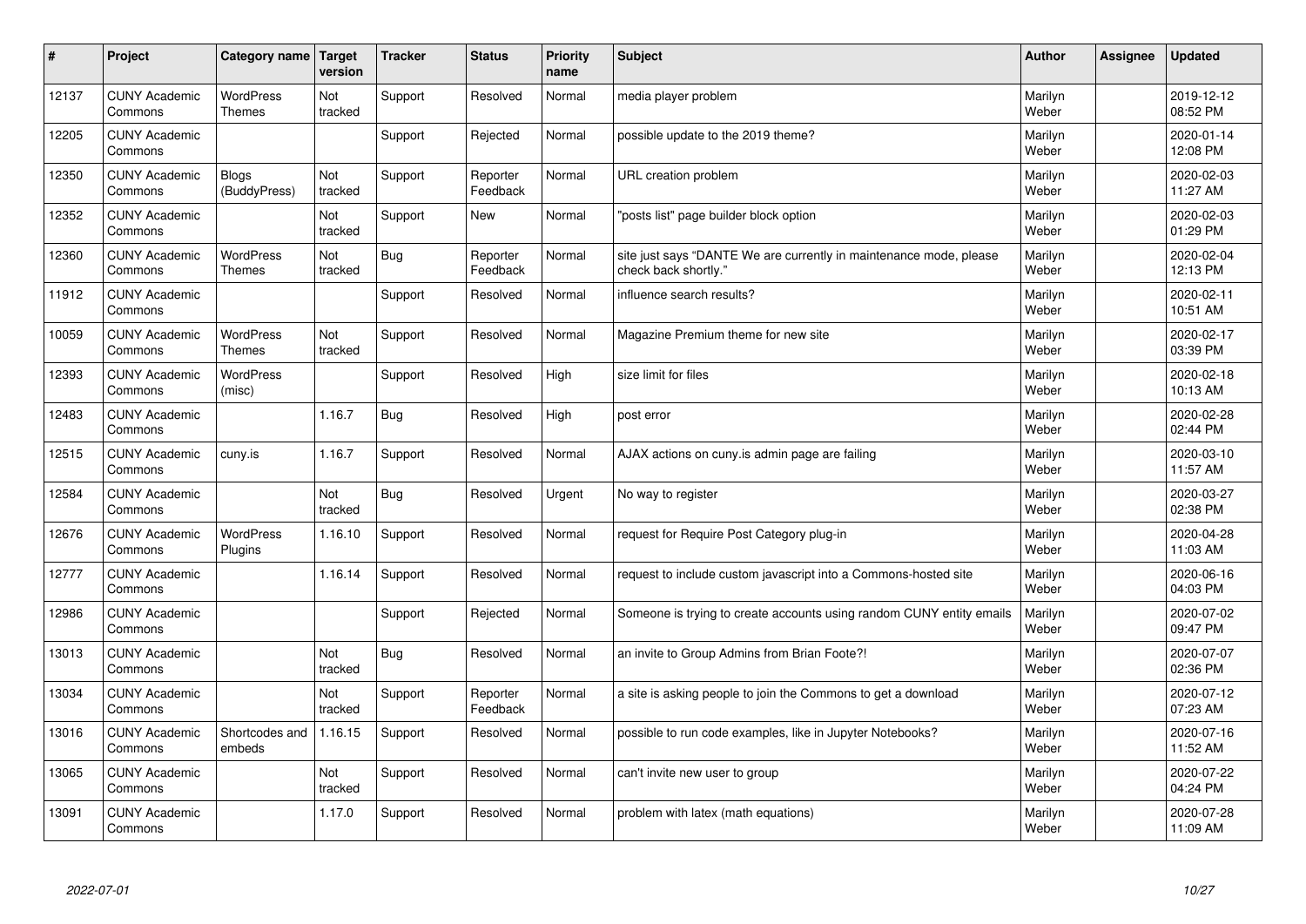| # | Project | Category name | Target version | Tracker | Status | Priority name | Subject | Author | Assignee | Updated |
|---|---|---|---|---|---|---|---|---|---|---|
| 12137 | CUNY Academic Commons | WordPress Themes | Not tracked | Support | Resolved | Normal | media player problem | Marilyn Weber | | 2019-12-12 08:52 PM |
| 12205 | CUNY Academic Commons | | | Support | Rejected | Normal | possible update to the 2019 theme? | Marilyn Weber | | 2020-01-14 12:08 PM |
| 12350 | CUNY Academic Commons | Blogs (BuddyPress) | Not tracked | Support | Reporter Feedback | Normal | URL creation problem | Marilyn Weber | | 2020-02-03 11:27 AM |
| 12352 | CUNY Academic Commons | | Not tracked | Support | New | Normal | "posts list" page builder block option | Marilyn Weber | | 2020-02-03 01:29 PM |
| 12360 | CUNY Academic Commons | WordPress Themes | Not tracked | Bug | Reporter Feedback | Normal | site just says "DANTE We are currently in maintenance mode, please check back shortly." | Marilyn Weber | | 2020-02-04 12:13 PM |
| 11912 | CUNY Academic Commons | | | Support | Resolved | Normal | influence search results? | Marilyn Weber | | 2020-02-11 10:51 AM |
| 10059 | CUNY Academic Commons | WordPress Themes | Not tracked | Support | Resolved | Normal | Magazine Premium theme for new site | Marilyn Weber | | 2020-02-17 03:39 PM |
| 12393 | CUNY Academic Commons | WordPress (misc) | | Support | Resolved | High | size limit for files | Marilyn Weber | | 2020-02-18 10:13 AM |
| 12483 | CUNY Academic Commons | | 1.16.7 | Bug | Resolved | High | post error | Marilyn Weber | | 2020-02-28 02:44 PM |
| 12515 | CUNY Academic Commons | cuny.is | 1.16.7 | Support | Resolved | Normal | AJAX actions on cuny.is admin page are failing | Marilyn Weber | | 2020-03-10 11:57 AM |
| 12584 | CUNY Academic Commons | | Not tracked | Bug | Resolved | Urgent | No way to register | Marilyn Weber | | 2020-03-27 02:38 PM |
| 12676 | CUNY Academic Commons | WordPress Plugins | 1.16.10 | Support | Resolved | Normal | request for Require Post Category plug-in | Marilyn Weber | | 2020-04-28 11:03 AM |
| 12777 | CUNY Academic Commons | | 1.16.14 | Support | Resolved | Normal | request to include custom javascript into a Commons-hosted site | Marilyn Weber | | 2020-06-16 04:03 PM |
| 12986 | CUNY Academic Commons | | | Support | Rejected | Normal | Someone is trying to create accounts using random CUNY entity emails | Marilyn Weber | | 2020-07-02 09:47 PM |
| 13013 | CUNY Academic Commons | | Not tracked | Bug | Resolved | Normal | an invite to Group Admins from Brian Foote?! | Marilyn Weber | | 2020-07-07 02:36 PM |
| 13034 | CUNY Academic Commons | | Not tracked | Support | Reporter Feedback | Normal | a site is asking people to join the Commons to get a download | Marilyn Weber | | 2020-07-12 07:23 AM |
| 13016 | CUNY Academic Commons | Shortcodes and embeds | 1.16.15 | Support | Resolved | Normal | possible to run code examples, like in Jupyter Notebooks? | Marilyn Weber | | 2020-07-16 11:52 AM |
| 13065 | CUNY Academic Commons | | Not tracked | Support | Resolved | Normal | can't invite new user to group | Marilyn Weber | | 2020-07-22 04:24 PM |
| 13091 | CUNY Academic Commons | | 1.17.0 | Support | Resolved | Normal | problem with latex (math equations) | Marilyn Weber | | 2020-07-28 11:09 AM |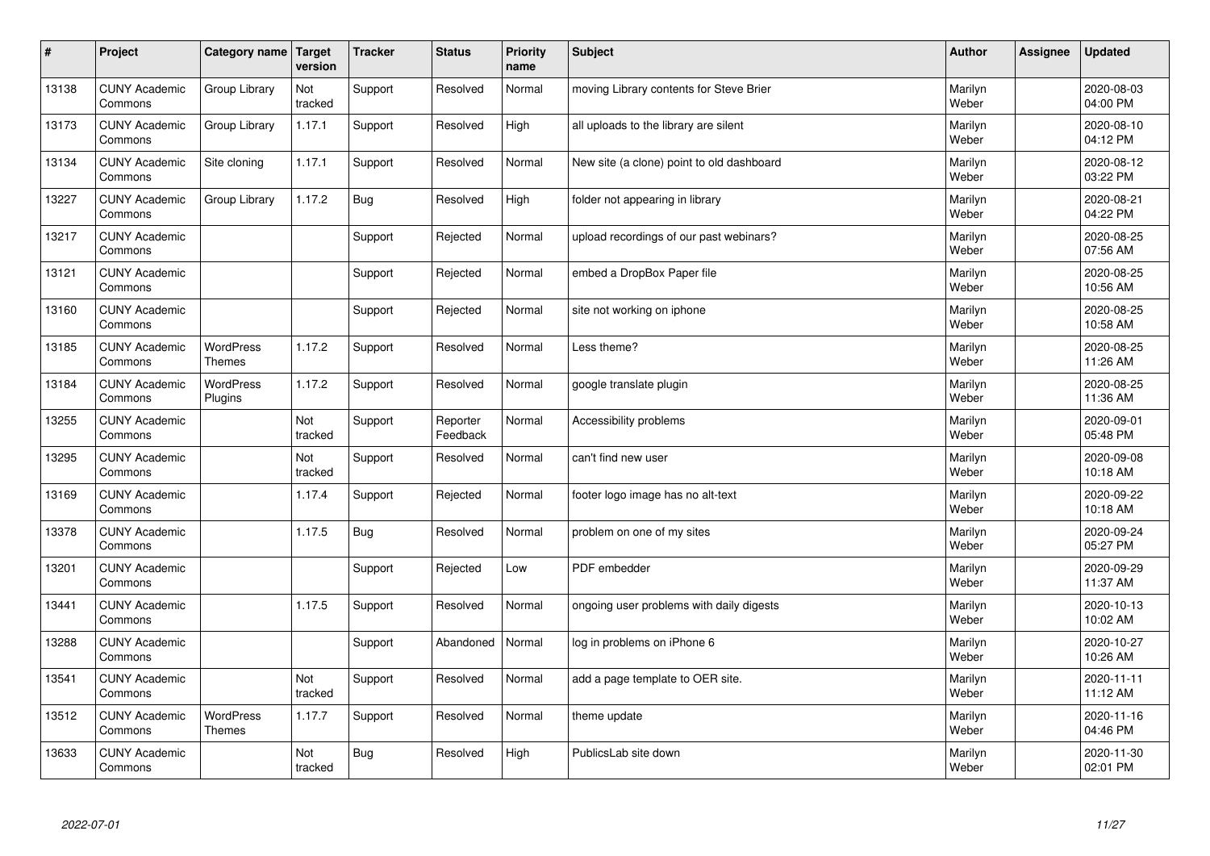| # | Project | Category name | Target version | Tracker | Status | Priority name | Subject | Author | Assignee | Updated |
|---|---|---|---|---|---|---|---|---|---|---|
| 13138 | CUNY Academic Commons | Group Library | Not tracked | Support | Resolved | Normal | moving Library contents for Steve Brier | Marilyn Weber | | 2020-08-03 04:00 PM |
| 13173 | CUNY Academic Commons | Group Library | 1.17.1 | Support | Resolved | High | all uploads to the library are silent | Marilyn Weber | | 2020-08-10 04:12 PM |
| 13134 | CUNY Academic Commons | Site cloning | 1.17.1 | Support | Resolved | Normal | New site (a clone) point to old dashboard | Marilyn Weber | | 2020-08-12 03:22 PM |
| 13227 | CUNY Academic Commons | Group Library | 1.17.2 | Bug | Resolved | High | folder not appearing in library | Marilyn Weber | | 2020-08-21 04:22 PM |
| 13217 | CUNY Academic Commons | | | Support | Rejected | Normal | upload recordings of our past webinars? | Marilyn Weber | | 2020-08-25 07:56 AM |
| 13121 | CUNY Academic Commons | | | Support | Rejected | Normal | embed a DropBox Paper file | Marilyn Weber | | 2020-08-25 10:56 AM |
| 13160 | CUNY Academic Commons | | | Support | Rejected | Normal | site not working on iphone | Marilyn Weber | | 2020-08-25 10:58 AM |
| 13185 | CUNY Academic Commons | WordPress Themes | 1.17.2 | Support | Resolved | Normal | Less theme? | Marilyn Weber | | 2020-08-25 11:26 AM |
| 13184 | CUNY Academic Commons | WordPress Plugins | 1.17.2 | Support | Resolved | Normal | google translate plugin | Marilyn Weber | | 2020-08-25 11:36 AM |
| 13255 | CUNY Academic Commons | | Not tracked | Support | Reporter Feedback | Normal | Accessibility problems | Marilyn Weber | | 2020-09-01 05:48 PM |
| 13295 | CUNY Academic Commons | | Not tracked | Support | Resolved | Normal | can't find new user | Marilyn Weber | | 2020-09-08 10:18 AM |
| 13169 | CUNY Academic Commons | | 1.17.4 | Support | Rejected | Normal | footer logo image has no alt-text | Marilyn Weber | | 2020-09-22 10:18 AM |
| 13378 | CUNY Academic Commons | | 1.17.5 | Bug | Resolved | Normal | problem on one of my sites | Marilyn Weber | | 2020-09-24 05:27 PM |
| 13201 | CUNY Academic Commons | | | Support | Rejected | Low | PDF embedder | Marilyn Weber | | 2020-09-29 11:37 AM |
| 13441 | CUNY Academic Commons | | 1.17.5 | Support | Resolved | Normal | ongoing user problems with daily digests | Marilyn Weber | | 2020-10-13 10:02 AM |
| 13288 | CUNY Academic Commons | | | Support | Abandoned | Normal | log in problems on iPhone 6 | Marilyn Weber | | 2020-10-27 10:26 AM |
| 13541 | CUNY Academic Commons | | Not tracked | Support | Resolved | Normal | add a page template to OER site. | Marilyn Weber | | 2020-11-11 11:12 AM |
| 13512 | CUNY Academic Commons | WordPress Themes | 1.17.7 | Support | Resolved | Normal | theme update | Marilyn Weber | | 2020-11-16 04:46 PM |
| 13633 | CUNY Academic Commons | | Not tracked | Bug | Resolved | High | PublicsLab site down | Marilyn Weber | | 2020-11-30 02:01 PM |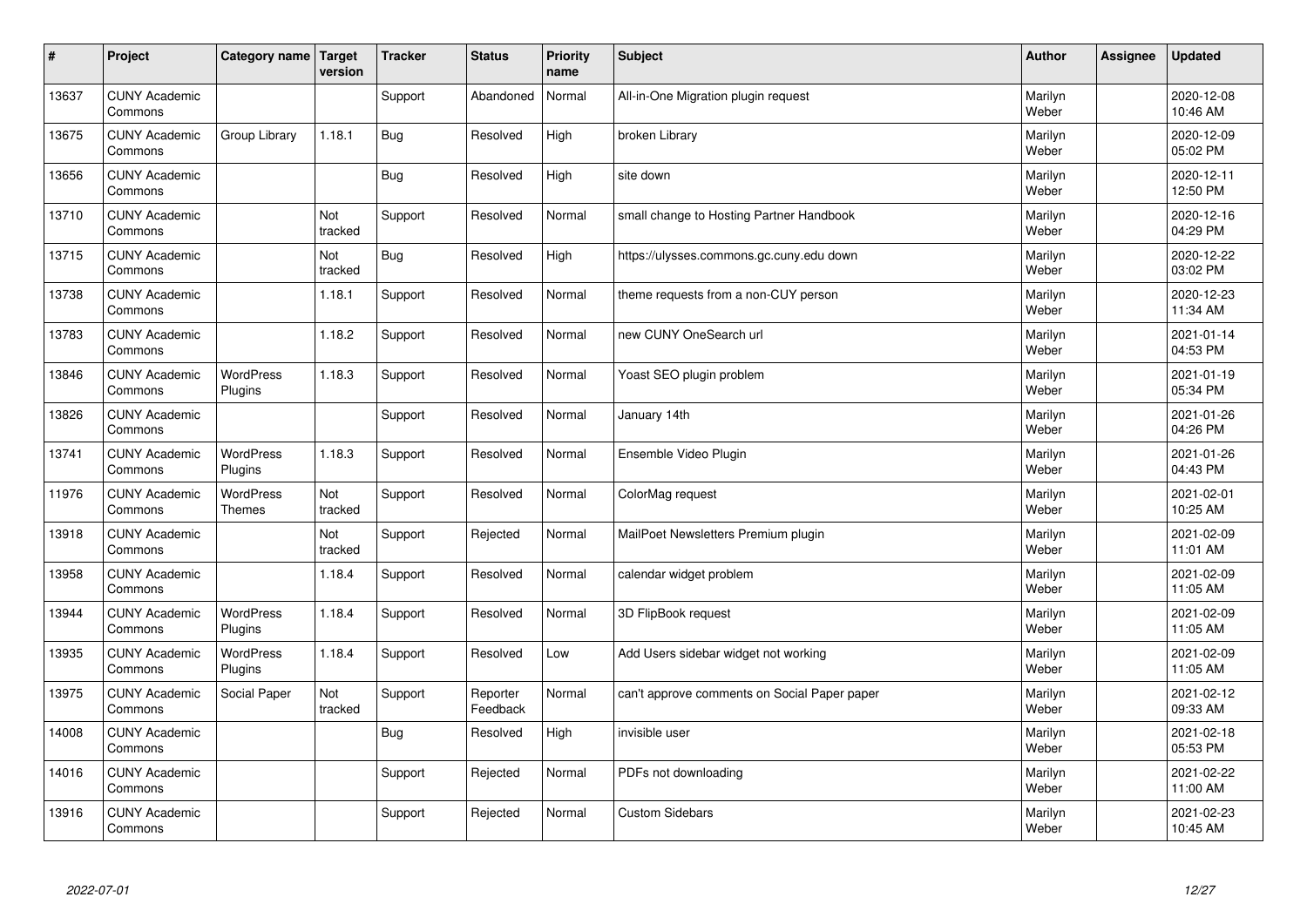| # | Project | Category name | Target version | Tracker | Status | Priority name | Subject | Author | Assignee | Updated |
|---|---|---|---|---|---|---|---|---|---|---|
| 13637 | CUNY Academic Commons | | | Support | Abandoned | Normal | All-in-One Migration plugin request | Marilyn Weber | | 2020-12-08 10:46 AM |
| 13675 | CUNY Academic Commons | Group Library | 1.18.1 | Bug | Resolved | High | broken Library | Marilyn Weber | | 2020-12-09 05:02 PM |
| 13656 | CUNY Academic Commons | | | Bug | Resolved | High | site down | Marilyn Weber | | 2020-12-11 12:50 PM |
| 13710 | CUNY Academic Commons | | Not tracked | Support | Resolved | Normal | small change to Hosting Partner Handbook | Marilyn Weber | | 2020-12-16 04:29 PM |
| 13715 | CUNY Academic Commons | | Not tracked | Bug | Resolved | High | https://ulysses.commons.gc.cuny.edu down | Marilyn Weber | | 2020-12-22 03:02 PM |
| 13738 | CUNY Academic Commons | | 1.18.1 | Support | Resolved | Normal | theme requests from a non-CUY person | Marilyn Weber | | 2020-12-23 11:34 AM |
| 13783 | CUNY Academic Commons | | 1.18.2 | Support | Resolved | Normal | new CUNY OneSearch url | Marilyn Weber | | 2021-01-14 04:53 PM |
| 13846 | CUNY Academic Commons | WordPress Plugins | 1.18.3 | Support | Resolved | Normal | Yoast SEO plugin problem | Marilyn Weber | | 2021-01-19 05:34 PM |
| 13826 | CUNY Academic Commons | | | Support | Resolved | Normal | January 14th | Marilyn Weber | | 2021-01-26 04:26 PM |
| 13741 | CUNY Academic Commons | WordPress Plugins | 1.18.3 | Support | Resolved | Normal | Ensemble Video Plugin | Marilyn Weber | | 2021-01-26 04:43 PM |
| 11976 | CUNY Academic Commons | WordPress Themes | Not tracked | Support | Resolved | Normal | ColorMag request | Marilyn Weber | | 2021-02-01 10:25 AM |
| 13918 | CUNY Academic Commons | | Not tracked | Support | Rejected | Normal | MailPoet Newsletters Premium plugin | Marilyn Weber | | 2021-02-09 11:01 AM |
| 13958 | CUNY Academic Commons | | 1.18.4 | Support | Resolved | Normal | calendar widget problem | Marilyn Weber | | 2021-02-09 11:05 AM |
| 13944 | CUNY Academic Commons | WordPress Plugins | 1.18.4 | Support | Resolved | Normal | 3D FlipBook request | Marilyn Weber | | 2021-02-09 11:05 AM |
| 13935 | CUNY Academic Commons | WordPress Plugins | 1.18.4 | Support | Resolved | Low | Add Users sidebar widget not working | Marilyn Weber | | 2021-02-09 11:05 AM |
| 13975 | CUNY Academic Commons | Social Paper | Not tracked | Support | Reporter Feedback | Normal | can't approve comments on Social Paper paper | Marilyn Weber | | 2021-02-12 09:33 AM |
| 14008 | CUNY Academic Commons | | | Bug | Resolved | High | invisible user | Marilyn Weber | | 2021-02-18 05:53 PM |
| 14016 | CUNY Academic Commons | | | Support | Rejected | Normal | PDFs not downloading | Marilyn Weber | | 2021-02-22 11:00 AM |
| 13916 | CUNY Academic Commons | | | Support | Rejected | Normal | Custom Sidebars | Marilyn Weber | | 2021-02-23 10:45 AM |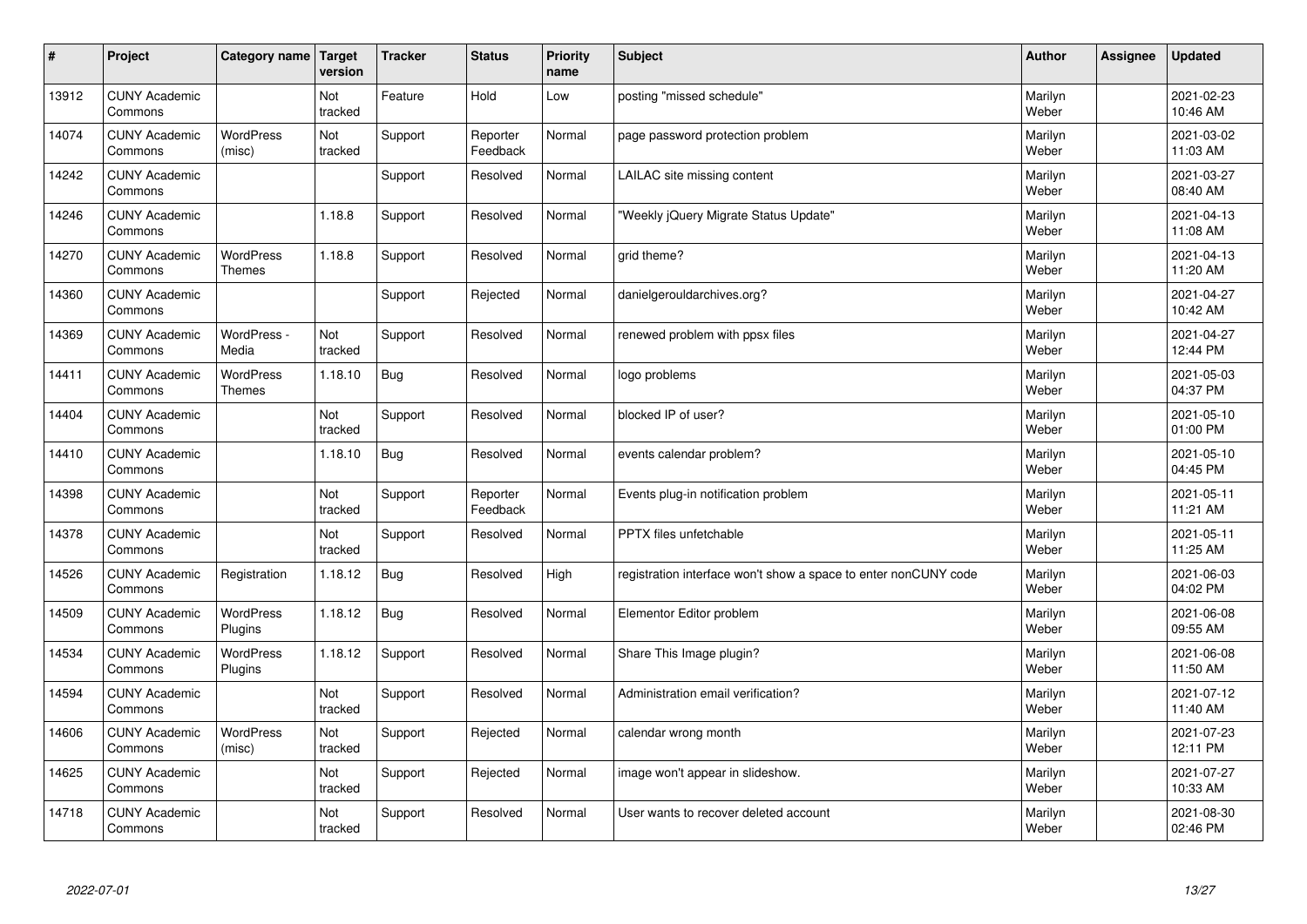| # | Project | Category name | Target version | Tracker | Status | Priority name | Subject | Author | Assignee | Updated |
|---|---|---|---|---|---|---|---|---|---|---|
| 13912 | CUNY Academic Commons | | Not tracked | Feature | Hold | Low | posting "missed schedule" | Marilyn Weber | | 2021-02-23 10:46 AM |
| 14074 | CUNY Academic Commons | WordPress (misc) | Not tracked | Support | Reporter Feedback | Normal | page password protection problem | Marilyn Weber | | 2021-03-02 11:03 AM |
| 14242 | CUNY Academic Commons | | | Support | Resolved | Normal | LAILAC site missing content | Marilyn Weber | | 2021-03-27 08:40 AM |
| 14246 | CUNY Academic Commons | | 1.18.8 | Support | Resolved | Normal | "Weekly jQuery Migrate Status Update" | Marilyn Weber | | 2021-04-13 11:08 AM |
| 14270 | CUNY Academic Commons | WordPress Themes | 1.18.8 | Support | Resolved | Normal | grid theme? | Marilyn Weber | | 2021-04-13 11:20 AM |
| 14360 | CUNY Academic Commons | | | Support | Rejected | Normal | danielgerouldarchives.org? | Marilyn Weber | | 2021-04-27 10:42 AM |
| 14369 | CUNY Academic Commons | WordPress - Media | Not tracked | Support | Resolved | Normal | renewed problem with ppsx files | Marilyn Weber | | 2021-04-27 12:44 PM |
| 14411 | CUNY Academic Commons | WordPress Themes | 1.18.10 | Bug | Resolved | Normal | logo problems | Marilyn Weber | | 2021-05-03 04:37 PM |
| 14404 | CUNY Academic Commons | | Not tracked | Support | Resolved | Normal | blocked IP of user? | Marilyn Weber | | 2021-05-10 01:00 PM |
| 14410 | CUNY Academic Commons | | 1.18.10 | Bug | Resolved | Normal | events calendar problem? | Marilyn Weber | | 2021-05-10 04:45 PM |
| 14398 | CUNY Academic Commons | | Not tracked | Support | Reporter Feedback | Normal | Events plug-in notification problem | Marilyn Weber | | 2021-05-11 11:21 AM |
| 14378 | CUNY Academic Commons | | Not tracked | Support | Resolved | Normal | PPTX files unfetchable | Marilyn Weber | | 2021-05-11 11:25 AM |
| 14526 | CUNY Academic Commons | Registration | 1.18.12 | Bug | Resolved | High | registration interface won't show a space to enter nonCUNY code | Marilyn Weber | | 2021-06-03 04:02 PM |
| 14509 | CUNY Academic Commons | WordPress Plugins | 1.18.12 | Bug | Resolved | Normal | Elementor Editor problem | Marilyn Weber | | 2021-06-08 09:55 AM |
| 14534 | CUNY Academic Commons | WordPress Plugins | 1.18.12 | Support | Resolved | Normal | Share This Image plugin? | Marilyn Weber | | 2021-06-08 11:50 AM |
| 14594 | CUNY Academic Commons | | Not tracked | Support | Resolved | Normal | Administration email verification? | Marilyn Weber | | 2021-07-12 11:40 AM |
| 14606 | CUNY Academic Commons | WordPress (misc) | Not tracked | Support | Rejected | Normal | calendar wrong month | Marilyn Weber | | 2021-07-23 12:11 PM |
| 14625 | CUNY Academic Commons | | Not tracked | Support | Rejected | Normal | image won't appear in slideshow. | Marilyn Weber | | 2021-07-27 10:33 AM |
| 14718 | CUNY Academic Commons | | Not tracked | Support | Resolved | Normal | User wants to recover deleted account | Marilyn Weber | | 2021-08-30 02:46 PM |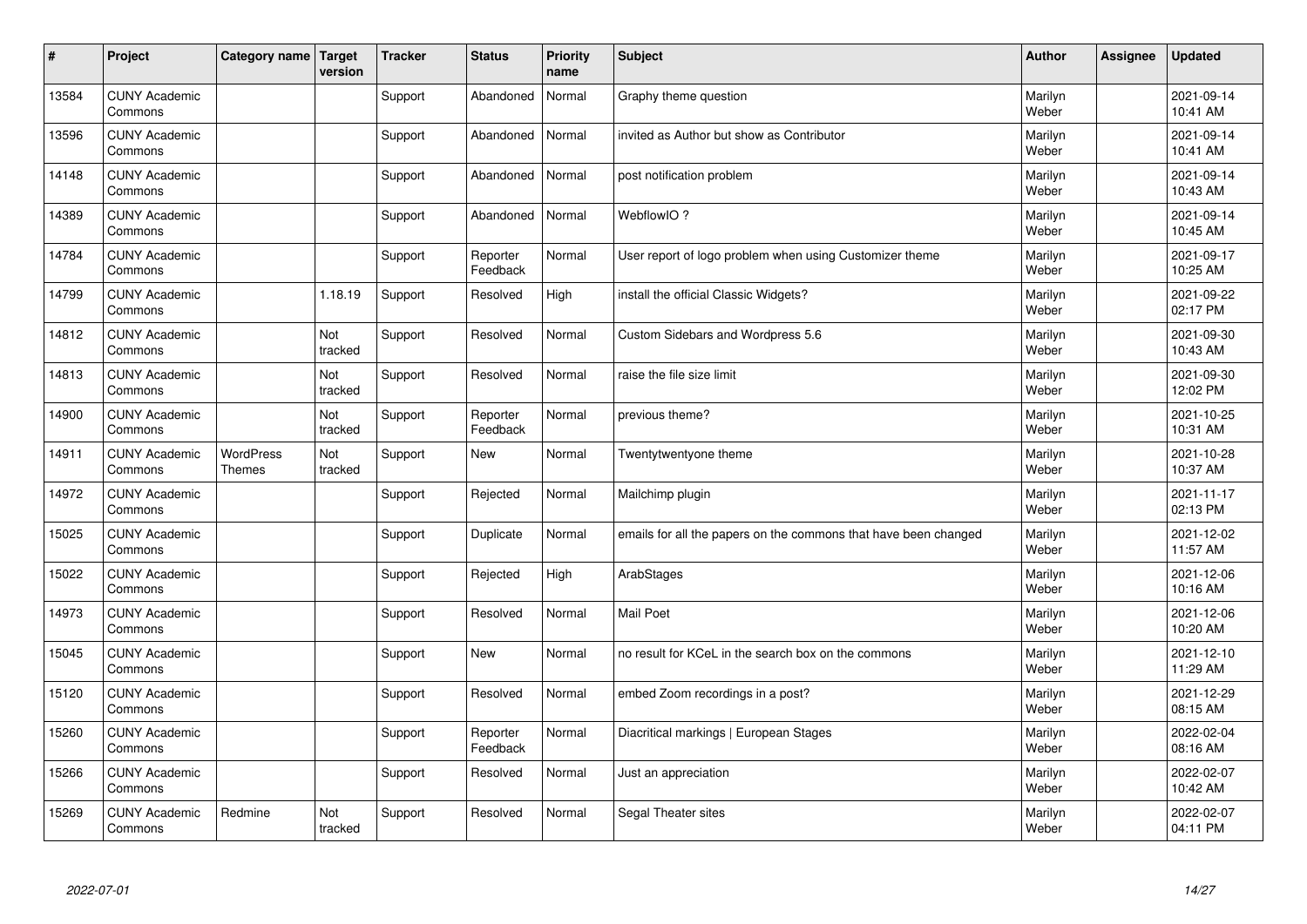| # | Project | Category name | Target version | Tracker | Status | Priority name | Subject | Author | Assignee | Updated |
|---|---|---|---|---|---|---|---|---|---|---|
| 13584 | CUNY Academic Commons | | | Support | Abandoned | Normal | Graphy theme question | Marilyn Weber | | 2021-09-14 10:41 AM |
| 13596 | CUNY Academic Commons | | | Support | Abandoned | Normal | invited as Author but show as Contributor | Marilyn Weber | | 2021-09-14 10:41 AM |
| 14148 | CUNY Academic Commons | | | Support | Abandoned | Normal | post notification problem | Marilyn Weber | | 2021-09-14 10:43 AM |
| 14389 | CUNY Academic Commons | | | Support | Abandoned | Normal | WebflowIO ? | Marilyn Weber | | 2021-09-14 10:45 AM |
| 14784 | CUNY Academic Commons | | | Support | Reporter Feedback | Normal | User report of logo problem when using Customizer theme | Marilyn Weber | | 2021-09-17 10:25 AM |
| 14799 | CUNY Academic Commons | | 1.18.19 | Support | Resolved | High | install the official Classic Widgets? | Marilyn Weber | | 2021-09-22 02:17 PM |
| 14812 | CUNY Academic Commons | | Not tracked | Support | Resolved | Normal | Custom Sidebars and Wordpress 5.6 | Marilyn Weber | | 2021-09-30 10:43 AM |
| 14813 | CUNY Academic Commons | | Not tracked | Support | Resolved | Normal | raise the file size limit | Marilyn Weber | | 2021-09-30 12:02 PM |
| 14900 | CUNY Academic Commons | | Not tracked | Support | Reporter Feedback | Normal | previous theme? | Marilyn Weber | | 2021-10-25 10:31 AM |
| 14911 | CUNY Academic Commons | WordPress Themes | Not tracked | Support | New | Normal | Twentytwentyone theme | Marilyn Weber | | 2021-10-28 10:37 AM |
| 14972 | CUNY Academic Commons | | | Support | Rejected | Normal | Mailchimp plugin | Marilyn Weber | | 2021-11-17 02:13 PM |
| 15025 | CUNY Academic Commons | | | Support | Duplicate | Normal | emails for all the papers on the commons that have been changed | Marilyn Weber | | 2021-12-02 11:57 AM |
| 15022 | CUNY Academic Commons | | | Support | Rejected | High | ArabStages | Marilyn Weber | | 2021-12-06 10:16 AM |
| 14973 | CUNY Academic Commons | | | Support | Resolved | Normal | Mail Poet | Marilyn Weber | | 2021-12-06 10:20 AM |
| 15045 | CUNY Academic Commons | | | Support | New | Normal | no result for KCeL in the search box on the commons | Marilyn Weber | | 2021-12-10 11:29 AM |
| 15120 | CUNY Academic Commons | | | Support | Resolved | Normal | embed Zoom recordings in a post? | Marilyn Weber | | 2021-12-29 08:15 AM |
| 15260 | CUNY Academic Commons | | | Support | Reporter Feedback | Normal | Diacritical markings \| European Stages | Marilyn Weber | | 2022-02-04 08:16 AM |
| 15266 | CUNY Academic Commons | | | Support | Resolved | Normal | Just an appreciation | Marilyn Weber | | 2022-02-07 10:42 AM |
| 15269 | CUNY Academic Commons | Redmine | Not tracked | Support | Resolved | Normal | Segal Theater sites | Marilyn Weber | | 2022-02-07 04:11 PM |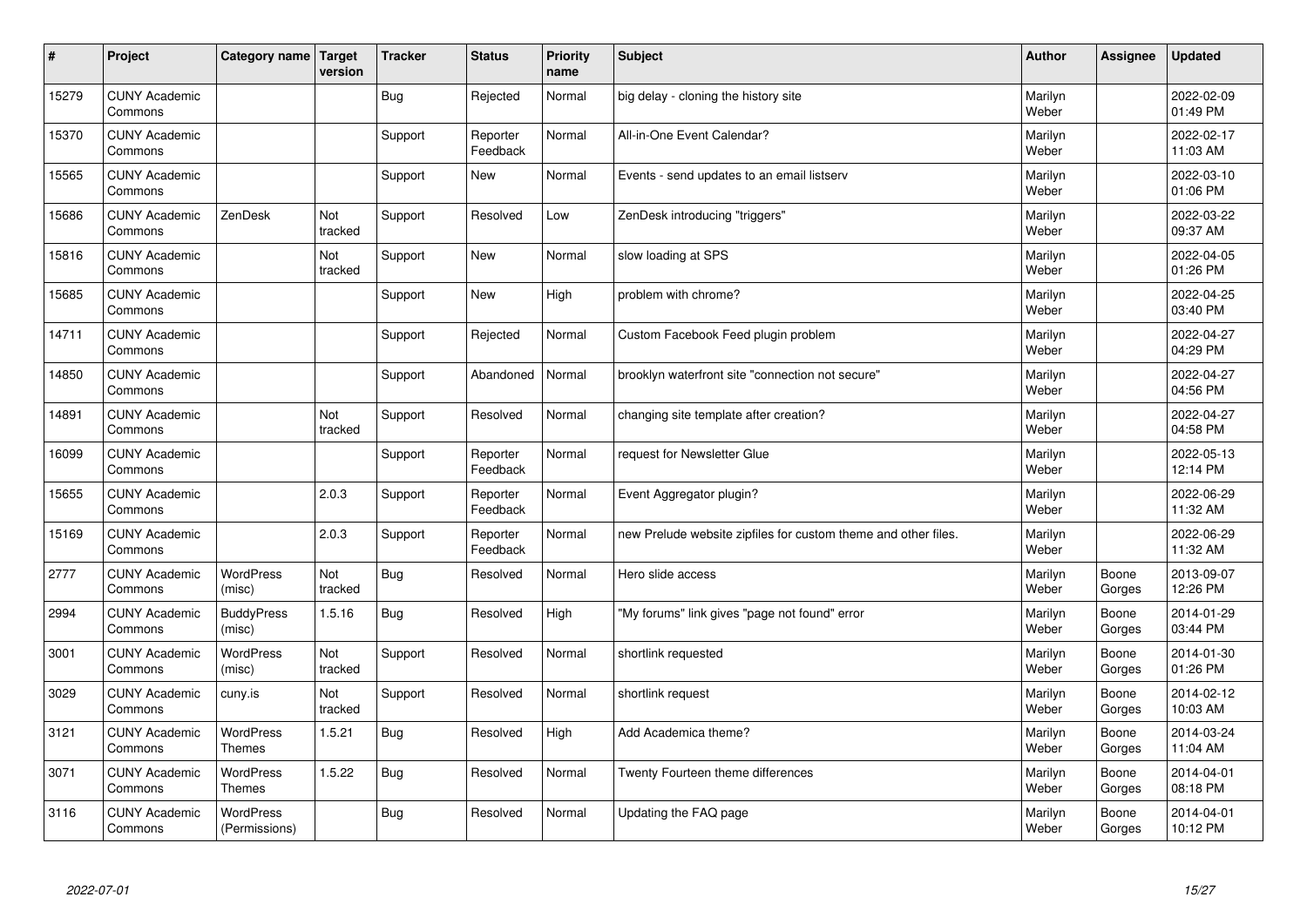| # | Project | Category name | Target version | Tracker | Status | Priority name | Subject | Author | Assignee | Updated |
|---|---|---|---|---|---|---|---|---|---|---|
| 15279 | CUNY Academic Commons | | | Bug | Rejected | Normal | big delay - cloning the history site | Marilyn Weber | | 2022-02-09 01:49 PM |
| 15370 | CUNY Academic Commons | | | Support | Reporter Feedback | Normal | All-in-One Event Calendar? | Marilyn Weber | | 2022-02-17 11:03 AM |
| 15565 | CUNY Academic Commons | | | Support | New | Normal | Events - send updates to an email listserv | Marilyn Weber | | 2022-03-10 01:06 PM |
| 15686 | CUNY Academic Commons | ZenDesk | Not tracked | Support | Resolved | Low | ZenDesk introducing "triggers" | Marilyn Weber | | 2022-03-22 09:37 AM |
| 15816 | CUNY Academic Commons | | Not tracked | Support | New | Normal | slow loading at SPS | Marilyn Weber | | 2022-04-05 01:26 PM |
| 15685 | CUNY Academic Commons | | | Support | New | High | problem with chrome? | Marilyn Weber | | 2022-04-25 03:40 PM |
| 14711 | CUNY Academic Commons | | | Support | Rejected | Normal | Custom Facebook Feed plugin problem | Marilyn Weber | | 2022-04-27 04:29 PM |
| 14850 | CUNY Academic Commons | | | Support | Abandoned | Normal | brooklyn waterfront site "connection not secure" | Marilyn Weber | | 2022-04-27 04:56 PM |
| 14891 | CUNY Academic Commons | | Not tracked | Support | Resolved | Normal | changing site template after creation? | Marilyn Weber | | 2022-04-27 04:58 PM |
| 16099 | CUNY Academic Commons | | | Support | Reporter Feedback | Normal | request for Newsletter Glue | Marilyn Weber | | 2022-05-13 12:14 PM |
| 15655 | CUNY Academic Commons | | 2.0.3 | Support | Reporter Feedback | Normal | Event Aggregator plugin? | Marilyn Weber | | 2022-06-29 11:32 AM |
| 15169 | CUNY Academic Commons | | 2.0.3 | Support | Reporter Feedback | Normal | new Prelude website zipfiles for custom theme and other files. | Marilyn Weber | | 2022-06-29 11:32 AM |
| 2777 | CUNY Academic Commons | WordPress (misc) | Not tracked | Bug | Resolved | Normal | Hero slide access | Marilyn Weber | Boone Gorges | 2013-09-07 12:26 PM |
| 2994 | CUNY Academic Commons | BuddyPress (misc) | 1.5.16 | Bug | Resolved | High | "My forums" link gives "page not found" error | Marilyn Weber | Boone Gorges | 2014-01-29 03:44 PM |
| 3001 | CUNY Academic Commons | WordPress (misc) | Not tracked | Support | Resolved | Normal | shortlink requested | Marilyn Weber | Boone Gorges | 2014-01-30 01:26 PM |
| 3029 | CUNY Academic Commons | cuny.is | Not tracked | Support | Resolved | Normal | shortlink request | Marilyn Weber | Boone Gorges | 2014-02-12 10:03 AM |
| 3121 | CUNY Academic Commons | WordPress Themes | 1.5.21 | Bug | Resolved | High | Add Academica theme? | Marilyn Weber | Boone Gorges | 2014-03-24 11:04 AM |
| 3071 | CUNY Academic Commons | WordPress Themes | 1.5.22 | Bug | Resolved | Normal | Twenty Fourteen theme differences | Marilyn Weber | Boone Gorges | 2014-04-01 08:18 PM |
| 3116 | CUNY Academic Commons | WordPress (Permissions) | | Bug | Resolved | Normal | Updating the FAQ page | Marilyn Weber | Boone Gorges | 2014-04-01 10:12 PM |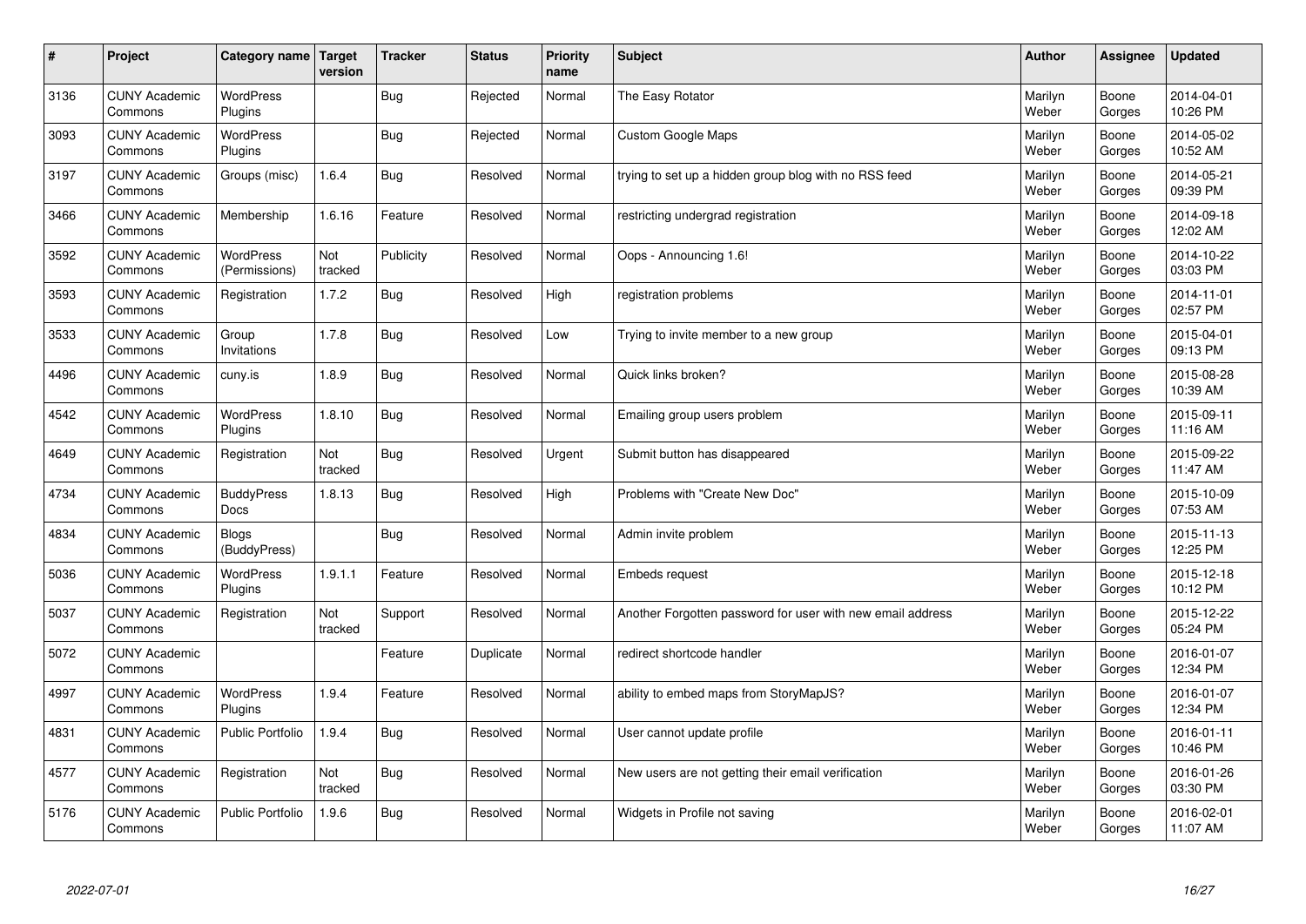| # | Project | Category name | Target version | Tracker | Status | Priority name | Subject | Author | Assignee | Updated |
|---|---|---|---|---|---|---|---|---|---|---|
| 3136 | CUNY Academic Commons | WordPress Plugins | | Bug | Rejected | Normal | The Easy Rotator | Marilyn Weber | Boone Gorges | 2014-04-01 10:26 PM |
| 3093 | CUNY Academic Commons | WordPress Plugins | | Bug | Rejected | Normal | Custom Google Maps | Marilyn Weber | Boone Gorges | 2014-05-02 10:52 AM |
| 3197 | CUNY Academic Commons | Groups (misc) | 1.6.4 | Bug | Resolved | Normal | trying to set up a hidden group blog with no RSS feed | Marilyn Weber | Boone Gorges | 2014-05-21 09:39 PM |
| 3466 | CUNY Academic Commons | Membership | 1.6.16 | Feature | Resolved | Normal | restricting undergrad registration | Marilyn Weber | Boone Gorges | 2014-09-18 12:02 AM |
| 3592 | CUNY Academic Commons | WordPress (Permissions) | Not tracked | Publicity | Resolved | Normal | Oops - Announcing 1.6! | Marilyn Weber | Boone Gorges | 2014-10-22 03:03 PM |
| 3593 | CUNY Academic Commons | Registration | 1.7.2 | Bug | Resolved | High | registration problems | Marilyn Weber | Boone Gorges | 2014-11-01 02:57 PM |
| 3533 | CUNY Academic Commons | Group Invitations | 1.7.8 | Bug | Resolved | Low | Trying to invite member to a new group | Marilyn Weber | Boone Gorges | 2015-04-01 09:13 PM |
| 4496 | CUNY Academic Commons | cuny.is | 1.8.9 | Bug | Resolved | Normal | Quick links broken? | Marilyn Weber | Boone Gorges | 2015-08-28 10:39 AM |
| 4542 | CUNY Academic Commons | WordPress Plugins | 1.8.10 | Bug | Resolved | Normal | Emailing group users problem | Marilyn Weber | Boone Gorges | 2015-09-11 11:16 AM |
| 4649 | CUNY Academic Commons | Registration | Not tracked | Bug | Resolved | Urgent | Submit button has disappeared | Marilyn Weber | Boone Gorges | 2015-09-22 11:47 AM |
| 4734 | CUNY Academic Commons | BuddyPress Docs | 1.8.13 | Bug | Resolved | High | Problems with "Create New Doc" | Marilyn Weber | Boone Gorges | 2015-10-09 07:53 AM |
| 4834 | CUNY Academic Commons | Blogs (BuddyPress) | | Bug | Resolved | Normal | Admin invite problem | Marilyn Weber | Boone Gorges | 2015-11-13 12:25 PM |
| 5036 | CUNY Academic Commons | WordPress Plugins | 1.9.1.1 | Feature | Resolved | Normal | Embeds request | Marilyn Weber | Boone Gorges | 2015-12-18 10:12 PM |
| 5037 | CUNY Academic Commons | Registration | Not tracked | Support | Resolved | Normal | Another Forgotten password for user with new email address | Marilyn Weber | Boone Gorges | 2015-12-22 05:24 PM |
| 5072 | CUNY Academic Commons | | | Feature | Duplicate | Normal | redirect shortcode handler | Marilyn Weber | Boone Gorges | 2016-01-07 12:34 PM |
| 4997 | CUNY Academic Commons | WordPress Plugins | 1.9.4 | Feature | Resolved | Normal | ability to embed maps from StoryMapJS? | Marilyn Weber | Boone Gorges | 2016-01-07 12:34 PM |
| 4831 | CUNY Academic Commons | Public Portfolio | 1.9.4 | Bug | Resolved | Normal | User cannot update profile | Marilyn Weber | Boone Gorges | 2016-01-11 10:46 PM |
| 4577 | CUNY Academic Commons | Registration | Not tracked | Bug | Resolved | Normal | New users are not getting their email verification | Marilyn Weber | Boone Gorges | 2016-01-26 03:30 PM |
| 5176 | CUNY Academic Commons | Public Portfolio | 1.9.6 | Bug | Resolved | Normal | Widgets in Profile not saving | Marilyn Weber | Boone Gorges | 2016-02-01 11:07 AM |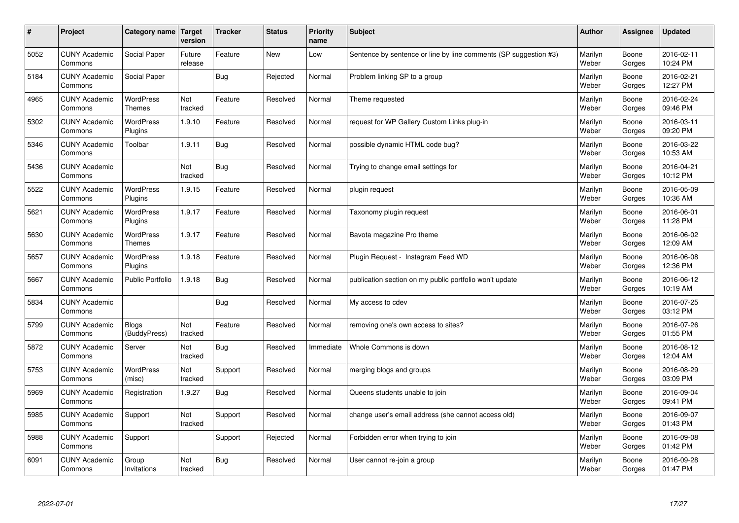| # | Project | Category name | Target version | Tracker | Status | Priority name | Subject | Author | Assignee | Updated |
|---|---|---|---|---|---|---|---|---|---|---|
| 5052 | CUNY Academic Commons | Social Paper | Future release | Feature | New | Low | Sentence by sentence or line by line comments (SP suggestion #3) | Marilyn Weber | Boone Gorges | 2016-02-11 10:24 PM |
| 5184 | CUNY Academic Commons | Social Paper | | Bug | Rejected | Normal | Problem linking SP to a group | Marilyn Weber | Boone Gorges | 2016-02-21 12:27 PM |
| 4965 | CUNY Academic Commons | WordPress Themes | Not tracked | Feature | Resolved | Normal | Theme requested | Marilyn Weber | Boone Gorges | 2016-02-24 09:46 PM |
| 5302 | CUNY Academic Commons | WordPress Plugins | 1.9.10 | Feature | Resolved | Normal | request for WP Gallery Custom Links plug-in | Marilyn Weber | Boone Gorges | 2016-03-11 09:20 PM |
| 5346 | CUNY Academic Commons | Toolbar | 1.9.11 | Bug | Resolved | Normal | possible dynamic HTML code bug? | Marilyn Weber | Boone Gorges | 2016-03-22 10:53 AM |
| 5436 | CUNY Academic Commons | | Not tracked | Bug | Resolved | Normal | Trying to change email settings for | Marilyn Weber | Boone Gorges | 2016-04-21 10:12 PM |
| 5522 | CUNY Academic Commons | WordPress Plugins | 1.9.15 | Feature | Resolved | Normal | plugin request | Marilyn Weber | Boone Gorges | 2016-05-09 10:36 AM |
| 5621 | CUNY Academic Commons | WordPress Plugins | 1.9.17 | Feature | Resolved | Normal | Taxonomy plugin request | Marilyn Weber | Boone Gorges | 2016-06-01 11:28 PM |
| 5630 | CUNY Academic Commons | WordPress Themes | 1.9.17 | Feature | Resolved | Normal | Bavota magazine Pro theme | Marilyn Weber | Boone Gorges | 2016-06-02 12:09 AM |
| 5657 | CUNY Academic Commons | WordPress Plugins | 1.9.18 | Feature | Resolved | Normal | Plugin Request - Instagram Feed WD | Marilyn Weber | Boone Gorges | 2016-06-08 12:36 PM |
| 5667 | CUNY Academic Commons | Public Portfolio | 1.9.18 | Bug | Resolved | Normal | publication section on my public portfolio won't update | Marilyn Weber | Boone Gorges | 2016-06-12 10:19 AM |
| 5834 | CUNY Academic Commons | | | Bug | Resolved | Normal | My access to cdev | Marilyn Weber | Boone Gorges | 2016-07-25 03:12 PM |
| 5799 | CUNY Academic Commons | Blogs (BuddyPress) | Not tracked | Feature | Resolved | Normal | removing one's own access to sites? | Marilyn Weber | Boone Gorges | 2016-07-26 01:55 PM |
| 5872 | CUNY Academic Commons | Server | Not tracked | Bug | Resolved | Immediate | Whole Commons is down | Marilyn Weber | Boone Gorges | 2016-08-12 12:04 AM |
| 5753 | CUNY Academic Commons | WordPress (misc) | Not tracked | Support | Resolved | Normal | merging blogs and groups | Marilyn Weber | Boone Gorges | 2016-08-29 03:09 PM |
| 5969 | CUNY Academic Commons | Registration | 1.9.27 | Bug | Resolved | Normal | Queens students unable to join | Marilyn Weber | Boone Gorges | 2016-09-04 09:41 PM |
| 5985 | CUNY Academic Commons | Support | Not tracked | Support | Resolved | Normal | change user's email address (she cannot access old) | Marilyn Weber | Boone Gorges | 2016-09-07 01:43 PM |
| 5988 | CUNY Academic Commons | Support | | Support | Rejected | Normal | Forbidden error when trying to join | Marilyn Weber | Boone Gorges | 2016-09-08 01:42 PM |
| 6091 | CUNY Academic Commons | Group Invitations | Not tracked | Bug | Resolved | Normal | User cannot re-join a group | Marilyn Weber | Boone Gorges | 2016-09-28 01:47 PM |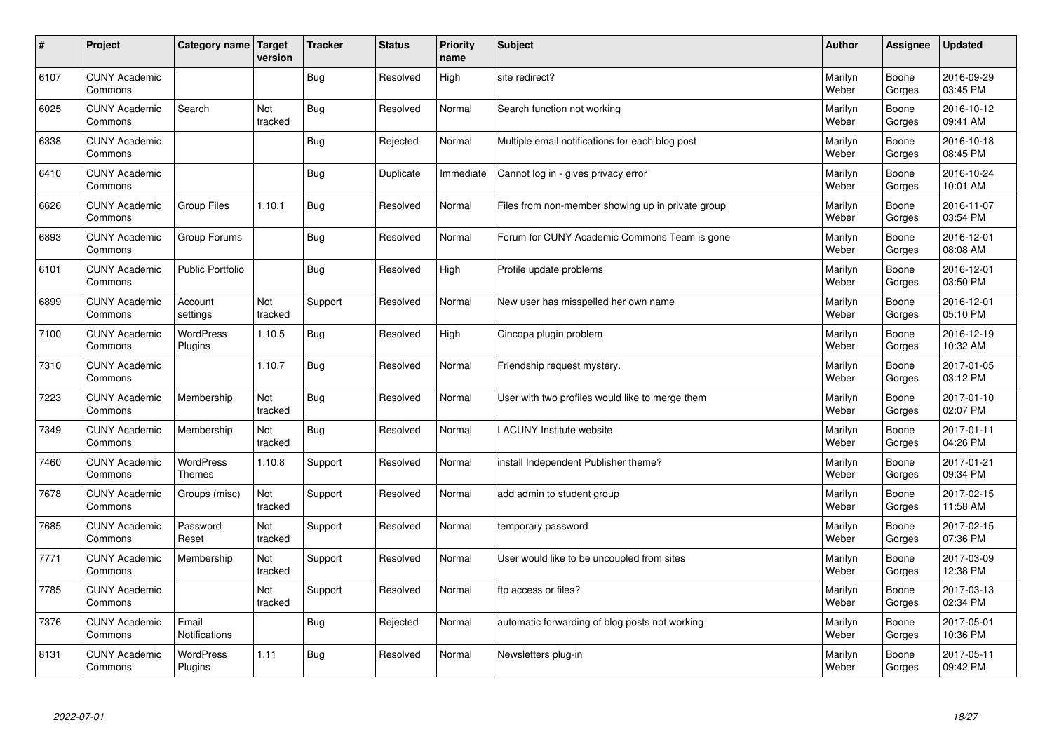| # | Project | Category name | Target version | Tracker | Status | Priority name | Subject | Author | Assignee | Updated |
|---|---|---|---|---|---|---|---|---|---|---|
| 6107 | CUNY Academic Commons | | | Bug | Resolved | High | site redirect? | Marilyn Weber | Boone Gorges | 2016-09-29 03:45 PM |
| 6025 | CUNY Academic Commons | Search | Not tracked | Bug | Resolved | Normal | Search function not working | Marilyn Weber | Boone Gorges | 2016-10-12 09:41 AM |
| 6338 | CUNY Academic Commons | | | Bug | Rejected | Normal | Multiple email notifications for each blog post | Marilyn Weber | Boone Gorges | 2016-10-18 08:45 PM |
| 6410 | CUNY Academic Commons | | | Bug | Duplicate | Immediate | Cannot log in - gives privacy error | Marilyn Weber | Boone Gorges | 2016-10-24 10:01 AM |
| 6626 | CUNY Academic Commons | Group Files | 1.10.1 | Bug | Resolved | Normal | Files from non-member showing up in private group | Marilyn Weber | Boone Gorges | 2016-11-07 03:54 PM |
| 6893 | CUNY Academic Commons | Group Forums | | Bug | Resolved | Normal | Forum for CUNY Academic Commons Team is gone | Marilyn Weber | Boone Gorges | 2016-12-01 08:08 AM |
| 6101 | CUNY Academic Commons | Public Portfolio | | Bug | Resolved | High | Profile update problems | Marilyn Weber | Boone Gorges | 2016-12-01 03:50 PM |
| 6899 | CUNY Academic Commons | Account settings | Not tracked | Support | Resolved | Normal | New user has misspelled her own name | Marilyn Weber | Boone Gorges | 2016-12-01 05:10 PM |
| 7100 | CUNY Academic Commons | WordPress Plugins | 1.10.5 | Bug | Resolved | High | Cincopa plugin problem | Marilyn Weber | Boone Gorges | 2016-12-19 10:32 AM |
| 7310 | CUNY Academic Commons | | 1.10.7 | Bug | Resolved | Normal | Friendship request mystery. | Marilyn Weber | Boone Gorges | 2017-01-05 03:12 PM |
| 7223 | CUNY Academic Commons | Membership | Not tracked | Bug | Resolved | Normal | User with two profiles would like to merge them | Marilyn Weber | Boone Gorges | 2017-01-10 02:07 PM |
| 7349 | CUNY Academic Commons | Membership | Not tracked | Bug | Resolved | Normal | LACUNY Institute website | Marilyn Weber | Boone Gorges | 2017-01-11 04:26 PM |
| 7460 | CUNY Academic Commons | WordPress Themes | 1.10.8 | Support | Resolved | Normal | install Independent Publisher theme? | Marilyn Weber | Boone Gorges | 2017-01-21 09:34 PM |
| 7678 | CUNY Academic Commons | Groups (misc) | Not tracked | Support | Resolved | Normal | add admin to student group | Marilyn Weber | Boone Gorges | 2017-02-15 11:58 AM |
| 7685 | CUNY Academic Commons | Password Reset | Not tracked | Support | Resolved | Normal | temporary password | Marilyn Weber | Boone Gorges | 2017-02-15 07:36 PM |
| 7771 | CUNY Academic Commons | Membership | Not tracked | Support | Resolved | Normal | User would like to be uncoupled from sites | Marilyn Weber | Boone Gorges | 2017-03-09 12:38 PM |
| 7785 | CUNY Academic Commons | | Not tracked | Support | Resolved | Normal | ftp access or files? | Marilyn Weber | Boone Gorges | 2017-03-13 02:34 PM |
| 7376 | CUNY Academic Commons | Email Notifications | | Bug | Rejected | Normal | automatic forwarding of blog posts not working | Marilyn Weber | Boone Gorges | 2017-05-01 10:36 PM |
| 8131 | CUNY Academic Commons | WordPress Plugins | 1.11 | Bug | Resolved | Normal | Newsletters plug-in | Marilyn Weber | Boone Gorges | 2017-05-11 09:42 PM |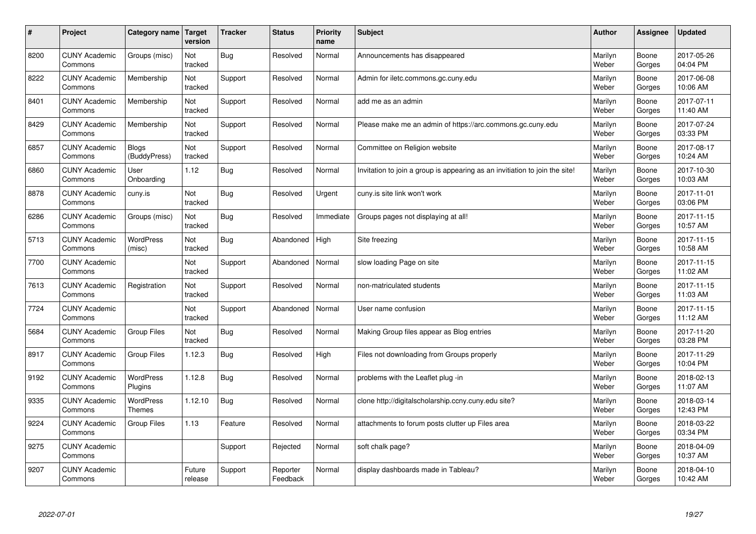| # | Project | Category name | Target version | Tracker | Status | Priority name | Subject | Author | Assignee | Updated |
|---|---|---|---|---|---|---|---|---|---|---|
| 8200 | CUNY Academic Commons | Groups (misc) | Not tracked | Bug | Resolved | Normal | Announcements has disappeared | Marilyn Weber | Boone Gorges | 2017-05-26 04:04 PM |
| 8222 | CUNY Academic Commons | Membership | Not tracked | Support | Resolved | Normal | Admin for iletc.commons.gc.cuny.edu | Marilyn Weber | Boone Gorges | 2017-06-08 10:06 AM |
| 8401 | CUNY Academic Commons | Membership | Not tracked | Support | Resolved | Normal | add me as an admin | Marilyn Weber | Boone Gorges | 2017-07-11 11:40 AM |
| 8429 | CUNY Academic Commons | Membership | Not tracked | Support | Resolved | Normal | Please make me an admin of https://arc.commons.gc.cuny.edu | Marilyn Weber | Boone Gorges | 2017-07-24 03:33 PM |
| 6857 | CUNY Academic Commons | Blogs (BuddyPress) | Not tracked | Support | Resolved | Normal | Committee on Religion website | Marilyn Weber | Boone Gorges | 2017-08-17 10:24 AM |
| 6860 | CUNY Academic Commons | User Onboarding | 1.12 | Bug | Resolved | Normal | Invitation to join a group is appearing as an invitiation to join the site! | Marilyn Weber | Boone Gorges | 2017-10-30 10:03 AM |
| 8878 | CUNY Academic Commons | cuny.is | Not tracked | Bug | Resolved | Urgent | cuny.is site link won't work | Marilyn Weber | Boone Gorges | 2017-11-01 03:06 PM |
| 6286 | CUNY Academic Commons | Groups (misc) | Not tracked | Bug | Resolved | Immediate | Groups pages not displaying at all! | Marilyn Weber | Boone Gorges | 2017-11-15 10:57 AM |
| 5713 | CUNY Academic Commons | WordPress (misc) | Not tracked | Bug | Abandoned | High | Site freezing | Marilyn Weber | Boone Gorges | 2017-11-15 10:58 AM |
| 7700 | CUNY Academic Commons | | Not tracked | Support | Abandoned | Normal | slow loading Page on site | Marilyn Weber | Boone Gorges | 2017-11-15 11:02 AM |
| 7613 | CUNY Academic Commons | Registration | Not tracked | Support | Resolved | Normal | non-matriculated students | Marilyn Weber | Boone Gorges | 2017-11-15 11:03 AM |
| 7724 | CUNY Academic Commons | | Not tracked | Support | Abandoned | Normal | User name confusion | Marilyn Weber | Boone Gorges | 2017-11-15 11:12 AM |
| 5684 | CUNY Academic Commons | Group Files | Not tracked | Bug | Resolved | Normal | Making Group files appear as Blog entries | Marilyn Weber | Boone Gorges | 2017-11-20 03:28 PM |
| 8917 | CUNY Academic Commons | Group Files | 1.12.3 | Bug | Resolved | High | Files not downloading from Groups properly | Marilyn Weber | Boone Gorges | 2017-11-29 10:04 PM |
| 9192 | CUNY Academic Commons | WordPress Plugins | 1.12.8 | Bug | Resolved | Normal | problems with the Leaflet plug -in | Marilyn Weber | Boone Gorges | 2018-02-13 11:07 AM |
| 9335 | CUNY Academic Commons | WordPress Themes | 1.12.10 | Bug | Resolved | Normal | clone http://digitalscholarship.ccny.cuny.edu site? | Marilyn Weber | Boone Gorges | 2018-03-14 12:43 PM |
| 9224 | CUNY Academic Commons | Group Files | 1.13 | Feature | Resolved | Normal | attachments to forum posts clutter up Files area | Marilyn Weber | Boone Gorges | 2018-03-22 03:34 PM |
| 9275 | CUNY Academic Commons | | | Support | Rejected | Normal | soft chalk page? | Marilyn Weber | Boone Gorges | 2018-04-09 10:37 AM |
| 9207 | CUNY Academic Commons | | Future release | Support | Reporter Feedback | Normal | display dashboards made in Tableau? | Marilyn Weber | Boone Gorges | 2018-04-10 10:42 AM |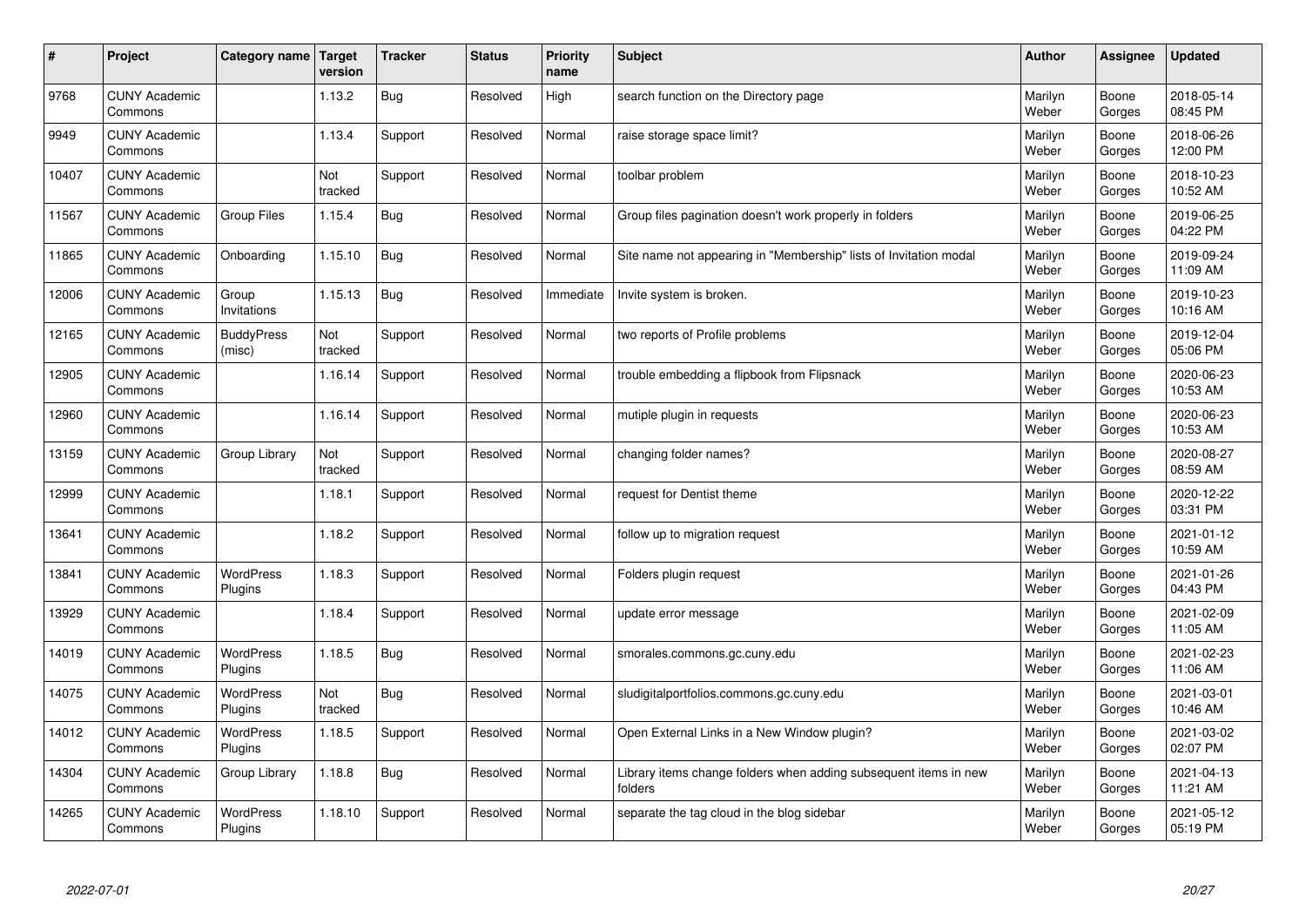| # | Project | Category name | Target version | Tracker | Status | Priority name | Subject | Author | Assignee | Updated |
|---|---|---|---|---|---|---|---|---|---|---|
| 9768 | CUNY Academic Commons | | 1.13.2 | Bug | Resolved | High | search function on the Directory page | Marilyn Weber | Boone Gorges | 2018-05-14 08:45 PM |
| 9949 | CUNY Academic Commons | | 1.13.4 | Support | Resolved | Normal | raise storage space limit? | Marilyn Weber | Boone Gorges | 2018-06-26 12:00 PM |
| 10407 | CUNY Academic Commons | | Not tracked | Support | Resolved | Normal | toolbar problem | Marilyn Weber | Boone Gorges | 2018-10-23 10:52 AM |
| 11567 | CUNY Academic Commons | Group Files | 1.15.4 | Bug | Resolved | Normal | Group files pagination doesn't work properly in folders | Marilyn Weber | Boone Gorges | 2019-06-25 04:22 PM |
| 11865 | CUNY Academic Commons | Onboarding | 1.15.10 | Bug | Resolved | Normal | Site name not appearing in "Membership" lists of Invitation modal | Marilyn Weber | Boone Gorges | 2019-09-24 11:09 AM |
| 12006 | CUNY Academic Commons | Group Invitations | 1.15.13 | Bug | Resolved | Immediate | Invite system is broken. | Marilyn Weber | Boone Gorges | 2019-10-23 10:16 AM |
| 12165 | CUNY Academic Commons | BuddyPress (misc) | Not tracked | Support | Resolved | Normal | two reports of Profile problems | Marilyn Weber | Boone Gorges | 2019-12-04 05:06 PM |
| 12905 | CUNY Academic Commons | | 1.16.14 | Support | Resolved | Normal | trouble embedding a flipbook from Flipsnack | Marilyn Weber | Boone Gorges | 2020-06-23 10:53 AM |
| 12960 | CUNY Academic Commons | | 1.16.14 | Support | Resolved | Normal | mutiple plugin in requests | Marilyn Weber | Boone Gorges | 2020-06-23 10:53 AM |
| 13159 | CUNY Academic Commons | Group Library | Not tracked | Support | Resolved | Normal | changing folder names? | Marilyn Weber | Boone Gorges | 2020-08-27 08:59 AM |
| 12999 | CUNY Academic Commons | | 1.18.1 | Support | Resolved | Normal | request for Dentist theme | Marilyn Weber | Boone Gorges | 2020-12-22 03:31 PM |
| 13641 | CUNY Academic Commons | | 1.18.2 | Support | Resolved | Normal | follow up to migration request | Marilyn Weber | Boone Gorges | 2021-01-12 10:59 AM |
| 13841 | CUNY Academic Commons | WordPress Plugins | 1.18.3 | Support | Resolved | Normal | Folders plugin request | Marilyn Weber | Boone Gorges | 2021-01-26 04:43 PM |
| 13929 | CUNY Academic Commons | | 1.18.4 | Support | Resolved | Normal | update error message | Marilyn Weber | Boone Gorges | 2021-02-09 11:05 AM |
| 14019 | CUNY Academic Commons | WordPress Plugins | 1.18.5 | Bug | Resolved | Normal | smorales.commons.gc.cuny.edu | Marilyn Weber | Boone Gorges | 2021-02-23 11:06 AM |
| 14075 | CUNY Academic Commons | WordPress Plugins | Not tracked | Bug | Resolved | Normal | sludigitalportfolios.commons.gc.cuny.edu | Marilyn Weber | Boone Gorges | 2021-03-01 10:46 AM |
| 14012 | CUNY Academic Commons | WordPress Plugins | 1.18.5 | Support | Resolved | Normal | Open External Links in a New Window plugin? | Marilyn Weber | Boone Gorges | 2021-03-02 02:07 PM |
| 14304 | CUNY Academic Commons | Group Library | 1.18.8 | Bug | Resolved | Normal | Library items change folders when adding subsequent items in new folders | Marilyn Weber | Boone Gorges | 2021-04-13 11:21 AM |
| 14265 | CUNY Academic Commons | WordPress Plugins | 1.18.10 | Support | Resolved | Normal | separate the tag cloud in the blog sidebar | Marilyn Weber | Boone Gorges | 2021-05-12 05:19 PM |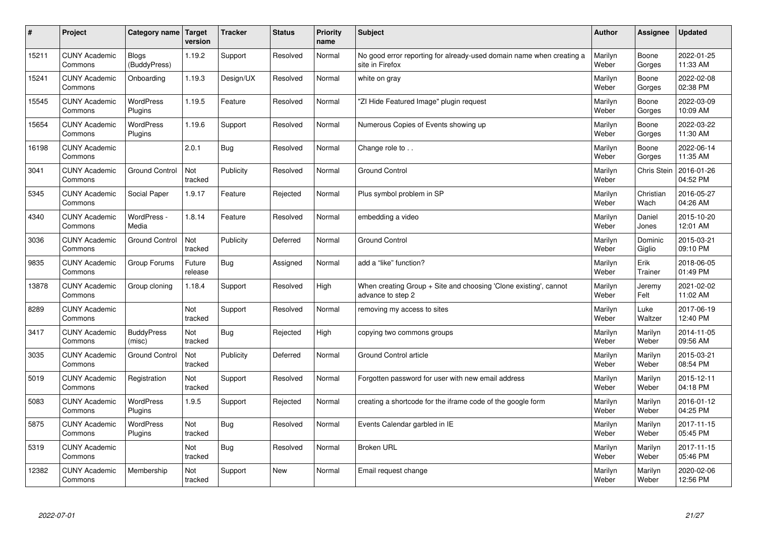| # | Project | Category name | Target version | Tracker | Status | Priority name | Subject | Author | Assignee | Updated |
|---|---|---|---|---|---|---|---|---|---|---|
| 15211 | CUNY Academic Commons | Blogs (BuddyPress) | 1.19.2 | Support | Resolved | Normal | No good error reporting for already-used domain name when creating a site in Firefox | Marilyn Weber | Boone Gorges | 2022-01-25 11:33 AM |
| 15241 | CUNY Academic Commons | Onboarding | 1.19.3 | Design/UX | Resolved | Normal | white on gray | Marilyn Weber | Boone Gorges | 2022-02-08 02:38 PM |
| 15545 | CUNY Academic Commons | WordPress Plugins | 1.19.5 | Feature | Resolved | Normal | "ZI Hide Featured Image" plugin request | Marilyn Weber | Boone Gorges | 2022-03-09 10:09 AM |
| 15654 | CUNY Academic Commons | WordPress Plugins | 1.19.6 | Support | Resolved | Normal | Numerous Copies of Events showing up | Marilyn Weber | Boone Gorges | 2022-03-22 11:30 AM |
| 16198 | CUNY Academic Commons | | 2.0.1 | Bug | Resolved | Normal | Change role to . . | Marilyn Weber | Boone Gorges | 2022-06-14 11:35 AM |
| 3041 | CUNY Academic Commons | Ground Control | Not tracked | Publicity | Resolved | Normal | Ground Control | Marilyn Weber | Chris Stein | 2016-01-26 04:52 PM |
| 5345 | CUNY Academic Commons | Social Paper | 1.9.17 | Feature | Rejected | Normal | Plus symbol problem in SP | Marilyn Weber | Christian Wach | 2016-05-27 04:26 AM |
| 4340 | CUNY Academic Commons | WordPress - Media | 1.8.14 | Feature | Resolved | Normal | embedding a video | Marilyn Weber | Daniel Jones | 2015-10-20 12:01 AM |
| 3036 | CUNY Academic Commons | Ground Control | Not tracked | Publicity | Deferred | Normal | Ground Control | Marilyn Weber | Dominic Giglio | 2015-03-21 09:10 PM |
| 9835 | CUNY Academic Commons | Group Forums | Future release | Bug | Assigned | Normal | add a "like" function? | Marilyn Weber | Erik Trainer | 2018-06-05 01:49 PM |
| 13878 | CUNY Academic Commons | Group cloning | 1.18.4 | Support | Resolved | High | When creating Group + Site and choosing 'Clone existing', cannot advance to step 2 | Marilyn Weber | Jeremy Felt | 2021-02-02 11:02 AM |
| 8289 | CUNY Academic Commons | | Not tracked | Support | Resolved | Normal | removing my access to sites | Marilyn Weber | Luke Waltzer | 2017-06-19 12:40 PM |
| 3417 | CUNY Academic Commons | BuddyPress (misc) | Not tracked | Bug | Rejected | High | copying two commons groups | Marilyn Weber | Marilyn Weber | 2014-11-05 09:56 AM |
| 3035 | CUNY Academic Commons | Ground Control | Not tracked | Publicity | Deferred | Normal | Ground Control article | Marilyn Weber | Marilyn Weber | 2015-03-21 08:54 PM |
| 5019 | CUNY Academic Commons | Registration | Not tracked | Support | Resolved | Normal | Forgotten password for user with new email address | Marilyn Weber | Marilyn Weber | 2015-12-11 04:18 PM |
| 5083 | CUNY Academic Commons | WordPress Plugins | 1.9.5 | Support | Rejected | Normal | creating a shortcode for the iframe code of the google form | Marilyn Weber | Marilyn Weber | 2016-01-12 04:25 PM |
| 5875 | CUNY Academic Commons | WordPress Plugins | Not tracked | Bug | Resolved | Normal | Events Calendar garbled in IE | Marilyn Weber | Marilyn Weber | 2017-11-15 05:45 PM |
| 5319 | CUNY Academic Commons | | Not tracked | Bug | Resolved | Normal | Broken URL | Marilyn Weber | Marilyn Weber | 2017-11-15 05:46 PM |
| 12382 | CUNY Academic Commons | Membership | Not tracked | Support | New | Normal | Email request change | Marilyn Weber | Marilyn Weber | 2020-02-06 12:56 PM |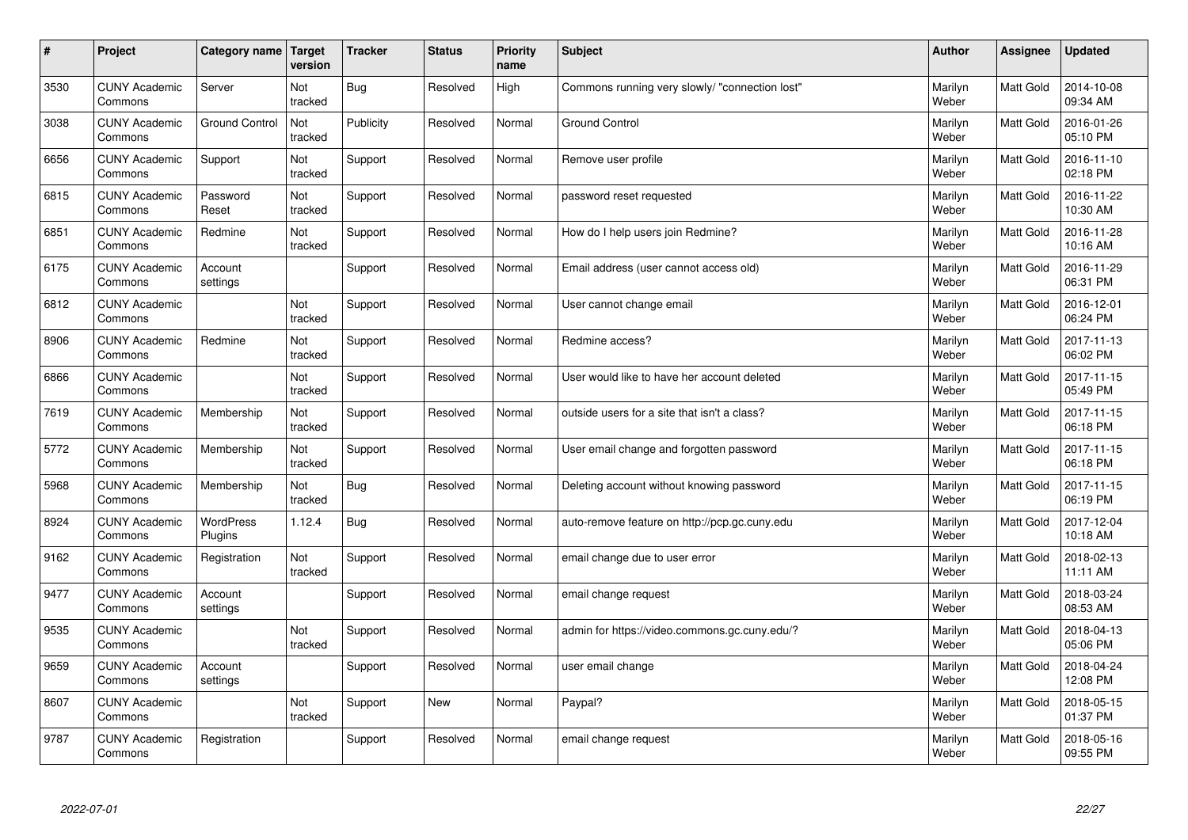| # | Project | Category name | Target version | Tracker | Status | Priority name | Subject | Author | Assignee | Updated |
|---|---|---|---|---|---|---|---|---|---|---|
| 3530 | CUNY Academic Commons | Server | Not tracked | Bug | Resolved | High | Commons running very slowly/ "connection lost" | Marilyn Weber | Matt Gold | 2014-10-08 09:34 AM |
| 3038 | CUNY Academic Commons | Ground Control | Not tracked | Publicity | Resolved | Normal | Ground Control | Marilyn Weber | Matt Gold | 2016-01-26 05:10 PM |
| 6656 | CUNY Academic Commons | Support | Not tracked | Support | Resolved | Normal | Remove user profile | Marilyn Weber | Matt Gold | 2016-11-10 02:18 PM |
| 6815 | CUNY Academic Commons | Password Reset | Not tracked | Support | Resolved | Normal | password reset requested | Marilyn Weber | Matt Gold | 2016-11-22 10:30 AM |
| 6851 | CUNY Academic Commons | Redmine | Not tracked | Support | Resolved | Normal | How do I help users join Redmine? | Marilyn Weber | Matt Gold | 2016-11-28 10:16 AM |
| 6175 | CUNY Academic Commons | Account settings | | Support | Resolved | Normal | Email address (user cannot access old) | Marilyn Weber | Matt Gold | 2016-11-29 06:31 PM |
| 6812 | CUNY Academic Commons | | Not tracked | Support | Resolved | Normal | User cannot change email | Marilyn Weber | Matt Gold | 2016-12-01 06:24 PM |
| 8906 | CUNY Academic Commons | Redmine | Not tracked | Support | Resolved | Normal | Redmine access? | Marilyn Weber | Matt Gold | 2017-11-13 06:02 PM |
| 6866 | CUNY Academic Commons | | Not tracked | Support | Resolved | Normal | User would like to have her account deleted | Marilyn Weber | Matt Gold | 2017-11-15 05:49 PM |
| 7619 | CUNY Academic Commons | Membership | Not tracked | Support | Resolved | Normal | outside users for a site that isn't a class? | Marilyn Weber | Matt Gold | 2017-11-15 06:18 PM |
| 5772 | CUNY Academic Commons | Membership | Not tracked | Support | Resolved | Normal | User email change and forgotten password | Marilyn Weber | Matt Gold | 2017-11-15 06:18 PM |
| 5968 | CUNY Academic Commons | Membership | Not tracked | Bug | Resolved | Normal | Deleting account without knowing password | Marilyn Weber | Matt Gold | 2017-11-15 06:19 PM |
| 8924 | CUNY Academic Commons | WordPress Plugins | 1.12.4 | Bug | Resolved | Normal | auto-remove feature on http://pcp.gc.cuny.edu | Marilyn Weber | Matt Gold | 2017-12-04 10:18 AM |
| 9162 | CUNY Academic Commons | Registration | Not tracked | Support | Resolved | Normal | email change due to user error | Marilyn Weber | Matt Gold | 2018-02-13 11:11 AM |
| 9477 | CUNY Academic Commons | Account settings | | Support | Resolved | Normal | email change request | Marilyn Weber | Matt Gold | 2018-03-24 08:53 AM |
| 9535 | CUNY Academic Commons | | Not tracked | Support | Resolved | Normal | admin for https://video.commons.gc.cuny.edu/? | Marilyn Weber | Matt Gold | 2018-04-13 05:06 PM |
| 9659 | CUNY Academic Commons | Account settings | | Support | Resolved | Normal | user email change | Marilyn Weber | Matt Gold | 2018-04-24 12:08 PM |
| 8607 | CUNY Academic Commons | | Not tracked | Support | New | Normal | Paypal? | Marilyn Weber | Matt Gold | 2018-05-15 01:37 PM |
| 9787 | CUNY Academic Commons | Registration | | Support | Resolved | Normal | email change request | Marilyn Weber | Matt Gold | 2018-05-16 09:55 PM |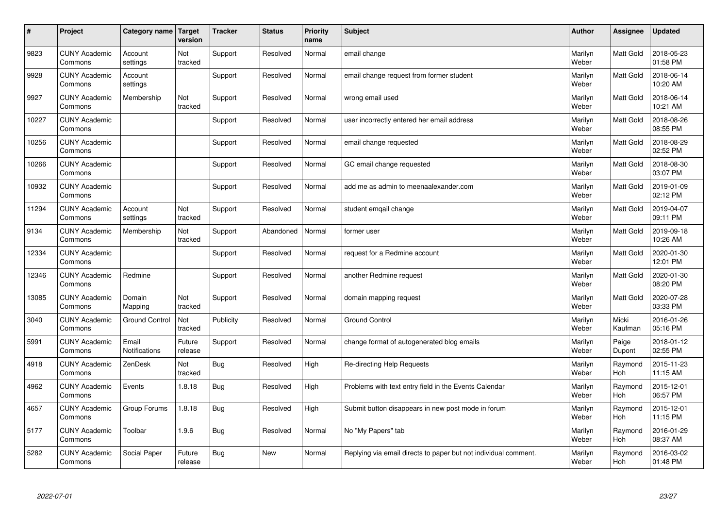| # | Project | Category name | Target version | Tracker | Status | Priority name | Subject | Author | Assignee | Updated |
|---|---|---|---|---|---|---|---|---|---|---|
| 9823 | CUNY Academic Commons | Account settings | Not tracked | Support | Resolved | Normal | email change | Marilyn Weber | Matt Gold | 2018-05-23 01:58 PM |
| 9928 | CUNY Academic Commons | Account settings | | Support | Resolved | Normal | email change request from former student | Marilyn Weber | Matt Gold | 2018-06-14 10:20 AM |
| 9927 | CUNY Academic Commons | Membership | Not tracked | Support | Resolved | Normal | wrong email used | Marilyn Weber | Matt Gold | 2018-06-14 10:21 AM |
| 10227 | CUNY Academic Commons | | | Support | Resolved | Normal | user incorrectly entered her email address | Marilyn Weber | Matt Gold | 2018-08-26 08:55 PM |
| 10256 | CUNY Academic Commons | | | Support | Resolved | Normal | email change requested | Marilyn Weber | Matt Gold | 2018-08-29 02:52 PM |
| 10266 | CUNY Academic Commons | | | Support | Resolved | Normal | GC email change requested | Marilyn Weber | Matt Gold | 2018-08-30 03:07 PM |
| 10932 | CUNY Academic Commons | | | Support | Resolved | Normal | add me as admin to meenaalexander.com | Marilyn Weber | Matt Gold | 2019-01-09 02:12 PM |
| 11294 | CUNY Academic Commons | Account settings | Not tracked | Support | Resolved | Normal | student emqail change | Marilyn Weber | Matt Gold | 2019-04-07 09:11 PM |
| 9134 | CUNY Academic Commons | Membership | Not tracked | Support | Abandoned | Normal | former user | Marilyn Weber | Matt Gold | 2019-09-18 10:26 AM |
| 12334 | CUNY Academic Commons | | | Support | Resolved | Normal | request for a Redmine account | Marilyn Weber | Matt Gold | 2020-01-30 12:01 PM |
| 12346 | CUNY Academic Commons | Redmine | | Support | Resolved | Normal | another Redmine request | Marilyn Weber | Matt Gold | 2020-01-30 08:20 PM |
| 13085 | CUNY Academic Commons | Domain Mapping | Not tracked | Support | Resolved | Normal | domain mapping request | Marilyn Weber | Matt Gold | 2020-07-28 03:33 PM |
| 3040 | CUNY Academic Commons | Ground Control | Not tracked | Publicity | Resolved | Normal | Ground Control | Marilyn Weber | Micki Kaufman | 2016-01-26 05:16 PM |
| 5991 | CUNY Academic Commons | Email Notifications | Future release | Support | Resolved | Normal | change format of autogenerated blog emails | Marilyn Weber | Paige Dupont | 2018-01-12 02:55 PM |
| 4918 | CUNY Academic Commons | ZenDesk | Not tracked | Bug | Resolved | High | Re-directing Help Requests | Marilyn Weber | Raymond Hoh | 2015-11-23 11:15 AM |
| 4962 | CUNY Academic Commons | Events | 1.8.18 | Bug | Resolved | High | Problems with text entry field in the Events Calendar | Marilyn Weber | Raymond Hoh | 2015-12-01 06:57 PM |
| 4657 | CUNY Academic Commons | Group Forums | 1.8.18 | Bug | Resolved | High | Submit button disappears in new post mode in forum | Marilyn Weber | Raymond Hoh | 2015-12-01 11:15 PM |
| 5177 | CUNY Academic Commons | Toolbar | 1.9.6 | Bug | Resolved | Normal | No "My Papers" tab | Marilyn Weber | Raymond Hoh | 2016-01-29 08:37 AM |
| 5282 | CUNY Academic Commons | Social Paper | Future release | Bug | New | Normal | Replying via email directs to paper but not individual comment. | Marilyn Weber | Raymond Hoh | 2016-03-02 01:48 PM |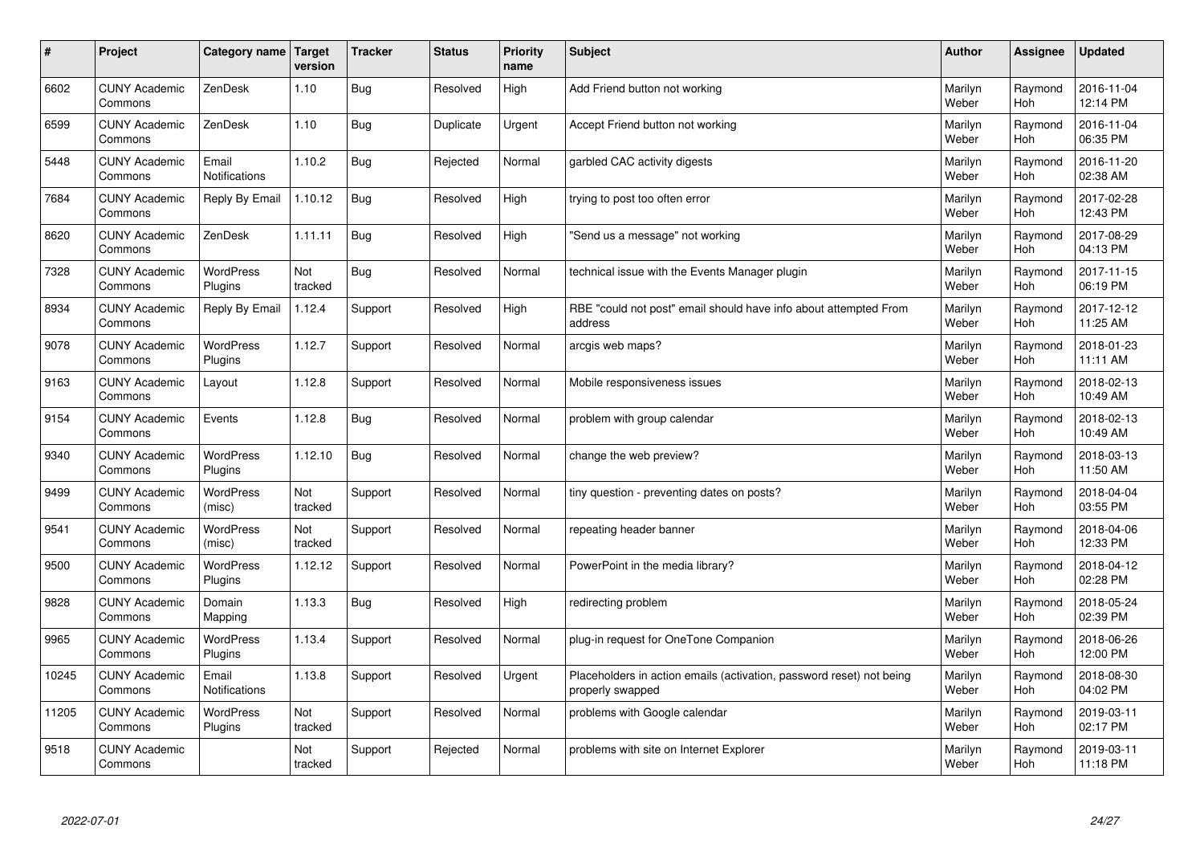| # | Project | Category name | Target version | Tracker | Status | Priority name | Subject | Author | Assignee | Updated |
|---|---|---|---|---|---|---|---|---|---|---|
| 6602 | CUNY Academic Commons | ZenDesk | 1.10 | Bug | Resolved | High | Add Friend button not working | Marilyn Weber | Raymond Hoh | 2016-11-04 12:14 PM |
| 6599 | CUNY Academic Commons | ZenDesk | 1.10 | Bug | Duplicate | Urgent | Accept Friend button not working | Marilyn Weber | Raymond Hoh | 2016-11-04 06:35 PM |
| 5448 | CUNY Academic Commons | Email Notifications | 1.10.2 | Bug | Rejected | Normal | garbled CAC activity digests | Marilyn Weber | Raymond Hoh | 2016-11-20 02:38 AM |
| 7684 | CUNY Academic Commons | Reply By Email | 1.10.12 | Bug | Resolved | High | trying to post too often error | Marilyn Weber | Raymond Hoh | 2017-02-28 12:43 PM |
| 8620 | CUNY Academic Commons | ZenDesk | 1.11.11 | Bug | Resolved | High | "Send us a message" not working | Marilyn Weber | Raymond Hoh | 2017-08-29 04:13 PM |
| 7328 | CUNY Academic Commons | WordPress Plugins | Not tracked | Bug | Resolved | Normal | technical issue with the Events Manager plugin | Marilyn Weber | Raymond Hoh | 2017-11-15 06:19 PM |
| 8934 | CUNY Academic Commons | Reply By Email | 1.12.4 | Support | Resolved | High | RBE "could not post" email should have info about attempted From address | Marilyn Weber | Raymond Hoh | 2017-12-12 11:25 AM |
| 9078 | CUNY Academic Commons | WordPress Plugins | 1.12.7 | Support | Resolved | Normal | arcgis web maps? | Marilyn Weber | Raymond Hoh | 2018-01-23 11:11 AM |
| 9163 | CUNY Academic Commons | Layout | 1.12.8 | Support | Resolved | Normal | Mobile responsiveness issues | Marilyn Weber | Raymond Hoh | 2018-02-13 10:49 AM |
| 9154 | CUNY Academic Commons | Events | 1.12.8 | Bug | Resolved | Normal | problem with group calendar | Marilyn Weber | Raymond Hoh | 2018-02-13 10:49 AM |
| 9340 | CUNY Academic Commons | WordPress Plugins | 1.12.10 | Bug | Resolved | Normal | change the web preview? | Marilyn Weber | Raymond Hoh | 2018-03-13 11:50 AM |
| 9499 | CUNY Academic Commons | WordPress (misc) | Not tracked | Support | Resolved | Normal | tiny question - preventing dates on posts? | Marilyn Weber | Raymond Hoh | 2018-04-04 03:55 PM |
| 9541 | CUNY Academic Commons | WordPress (misc) | Not tracked | Support | Resolved | Normal | repeating header banner | Marilyn Weber | Raymond Hoh | 2018-04-06 12:33 PM |
| 9500 | CUNY Academic Commons | WordPress Plugins | 1.12.12 | Support | Resolved | Normal | PowerPoint in the media library? | Marilyn Weber | Raymond Hoh | 2018-04-12 02:28 PM |
| 9828 | CUNY Academic Commons | Domain Mapping | 1.13.3 | Bug | Resolved | High | redirecting problem | Marilyn Weber | Raymond Hoh | 2018-05-24 02:39 PM |
| 9965 | CUNY Academic Commons | WordPress Plugins | 1.13.4 | Support | Resolved | Normal | plug-in request for OneTone Companion | Marilyn Weber | Raymond Hoh | 2018-06-26 12:00 PM |
| 10245 | CUNY Academic Commons | Email Notifications | 1.13.8 | Support | Resolved | Urgent | Placeholders in action emails (activation, password reset) not being properly swapped | Marilyn Weber | Raymond Hoh | 2018-08-30 04:02 PM |
| 11205 | CUNY Academic Commons | WordPress Plugins | Not tracked | Support | Resolved | Normal | problems with Google calendar | Marilyn Weber | Raymond Hoh | 2019-03-11 02:17 PM |
| 9518 | CUNY Academic Commons | | Not tracked | Support | Rejected | Normal | problems with site on Internet Explorer | Marilyn Weber | Raymond Hoh | 2019-03-11 11:18 PM |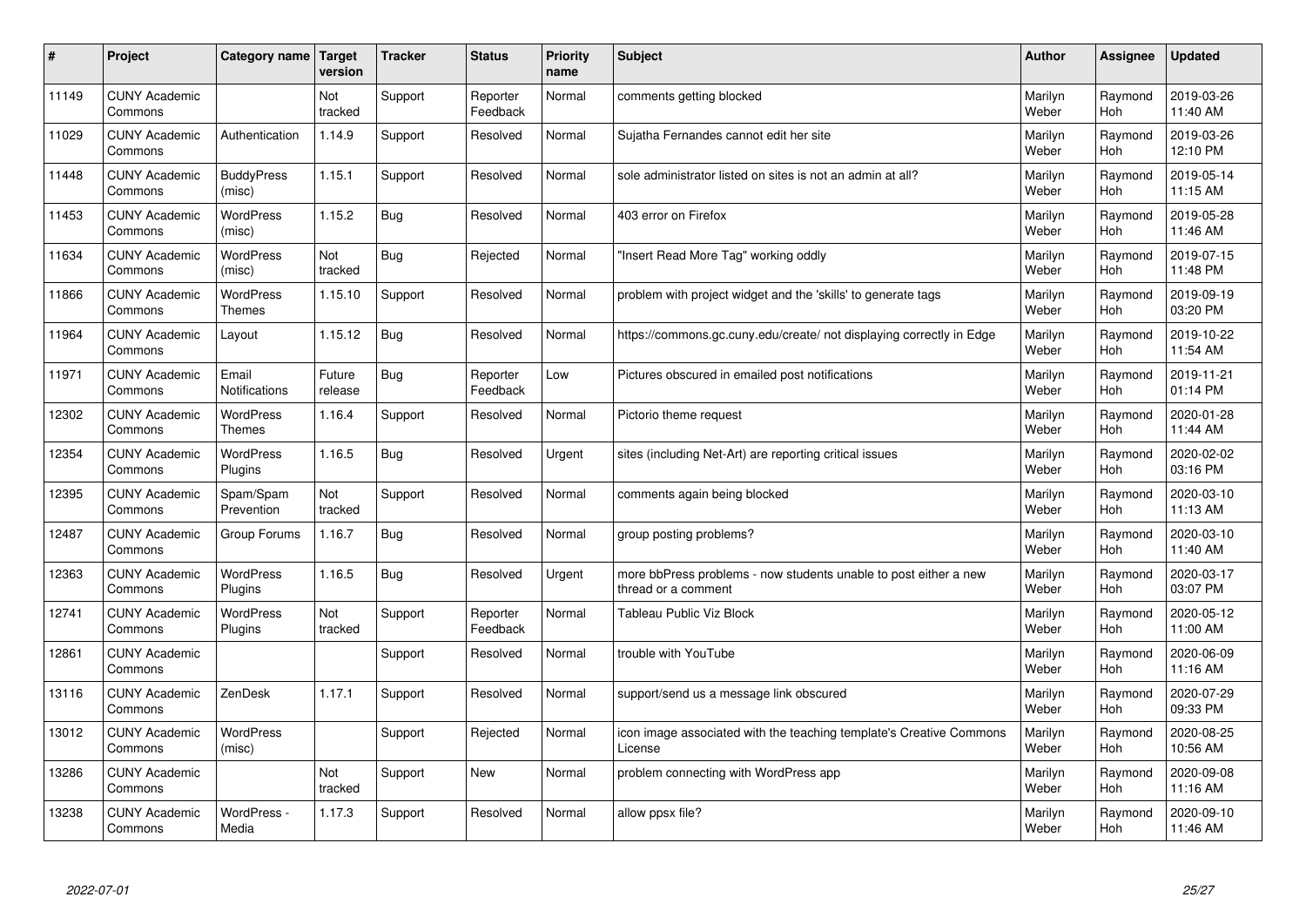| # | Project | Category name | Target version | Tracker | Status | Priority name | Subject | Author | Assignee | Updated |
|---|---|---|---|---|---|---|---|---|---|---|
| 11149 | CUNY Academic Commons | | Not tracked | Support | Reporter Feedback | Normal | comments getting blocked | Marilyn Weber | Raymond Hoh | 2019-03-26 11:40 AM |
| 11029 | CUNY Academic Commons | Authentication | 1.14.9 | Support | Resolved | Normal | Sujatha Fernandes cannot edit her site | Marilyn Weber | Raymond Hoh | 2019-03-26 12:10 PM |
| 11448 | CUNY Academic Commons | BuddyPress (misc) | 1.15.1 | Support | Resolved | Normal | sole administrator listed on sites is not an admin at all? | Marilyn Weber | Raymond Hoh | 2019-05-14 11:15 AM |
| 11453 | CUNY Academic Commons | WordPress (misc) | 1.15.2 | Bug | Resolved | Normal | 403 error on Firefox | Marilyn Weber | Raymond Hoh | 2019-05-28 11:46 AM |
| 11634 | CUNY Academic Commons | WordPress (misc) | Not tracked | Bug | Rejected | Normal | "Insert Read More Tag" working oddly | Marilyn Weber | Raymond Hoh | 2019-07-15 11:48 PM |
| 11866 | CUNY Academic Commons | WordPress Themes | 1.15.10 | Support | Resolved | Normal | problem with project widget and the 'skills' to generate tags | Marilyn Weber | Raymond Hoh | 2019-09-19 03:20 PM |
| 11964 | CUNY Academic Commons | Layout | 1.15.12 | Bug | Resolved | Normal | https://commons.gc.cuny.edu/create/ not displaying correctly in Edge | Marilyn Weber | Raymond Hoh | 2019-10-22 11:54 AM |
| 11971 | CUNY Academic Commons | Email Notifications | Future release | Bug | Reporter Feedback | Low | Pictures obscured in emailed post notifications | Marilyn Weber | Raymond Hoh | 2019-11-21 01:14 PM |
| 12302 | CUNY Academic Commons | WordPress Themes | 1.16.4 | Support | Resolved | Normal | Pictorio theme request | Marilyn Weber | Raymond Hoh | 2020-01-28 11:44 AM |
| 12354 | CUNY Academic Commons | WordPress Plugins | 1.16.5 | Bug | Resolved | Urgent | sites (including Net-Art) are reporting critical issues | Marilyn Weber | Raymond Hoh | 2020-02-02 03:16 PM |
| 12395 | CUNY Academic Commons | Spam/Spam Prevention | Not tracked | Support | Resolved | Normal | comments again being blocked | Marilyn Weber | Raymond Hoh | 2020-03-10 11:13 AM |
| 12487 | CUNY Academic Commons | Group Forums | 1.16.7 | Bug | Resolved | Normal | group posting problems? | Marilyn Weber | Raymond Hoh | 2020-03-10 11:40 AM |
| 12363 | CUNY Academic Commons | WordPress Plugins | 1.16.5 | Bug | Resolved | Urgent | more bbPress problems - now students unable to post either a new thread or a comment | Marilyn Weber | Raymond Hoh | 2020-03-17 03:07 PM |
| 12741 | CUNY Academic Commons | WordPress Plugins | Not tracked | Support | Reporter Feedback | Normal | Tableau Public Viz Block | Marilyn Weber | Raymond Hoh | 2020-05-12 11:00 AM |
| 12861 | CUNY Academic Commons | | | Support | Resolved | Normal | trouble with YouTube | Marilyn Weber | Raymond Hoh | 2020-06-09 11:16 AM |
| 13116 | CUNY Academic Commons | ZenDesk | 1.17.1 | Support | Resolved | Normal | support/send us a message link obscured | Marilyn Weber | Raymond Hoh | 2020-07-29 09:33 PM |
| 13012 | CUNY Academic Commons | WordPress (misc) | | Support | Rejected | Normal | icon image associated with the teaching template's Creative Commons License | Marilyn Weber | Raymond Hoh | 2020-08-25 10:56 AM |
| 13286 | CUNY Academic Commons | | Not tracked | Support | New | Normal | problem connecting with WordPress app | Marilyn Weber | Raymond Hoh | 2020-09-08 11:16 AM |
| 13238 | CUNY Academic Commons | WordPress - Media | 1.17.3 | Support | Resolved | Normal | allow ppsx file? | Marilyn Weber | Raymond Hoh | 2020-09-10 11:46 AM |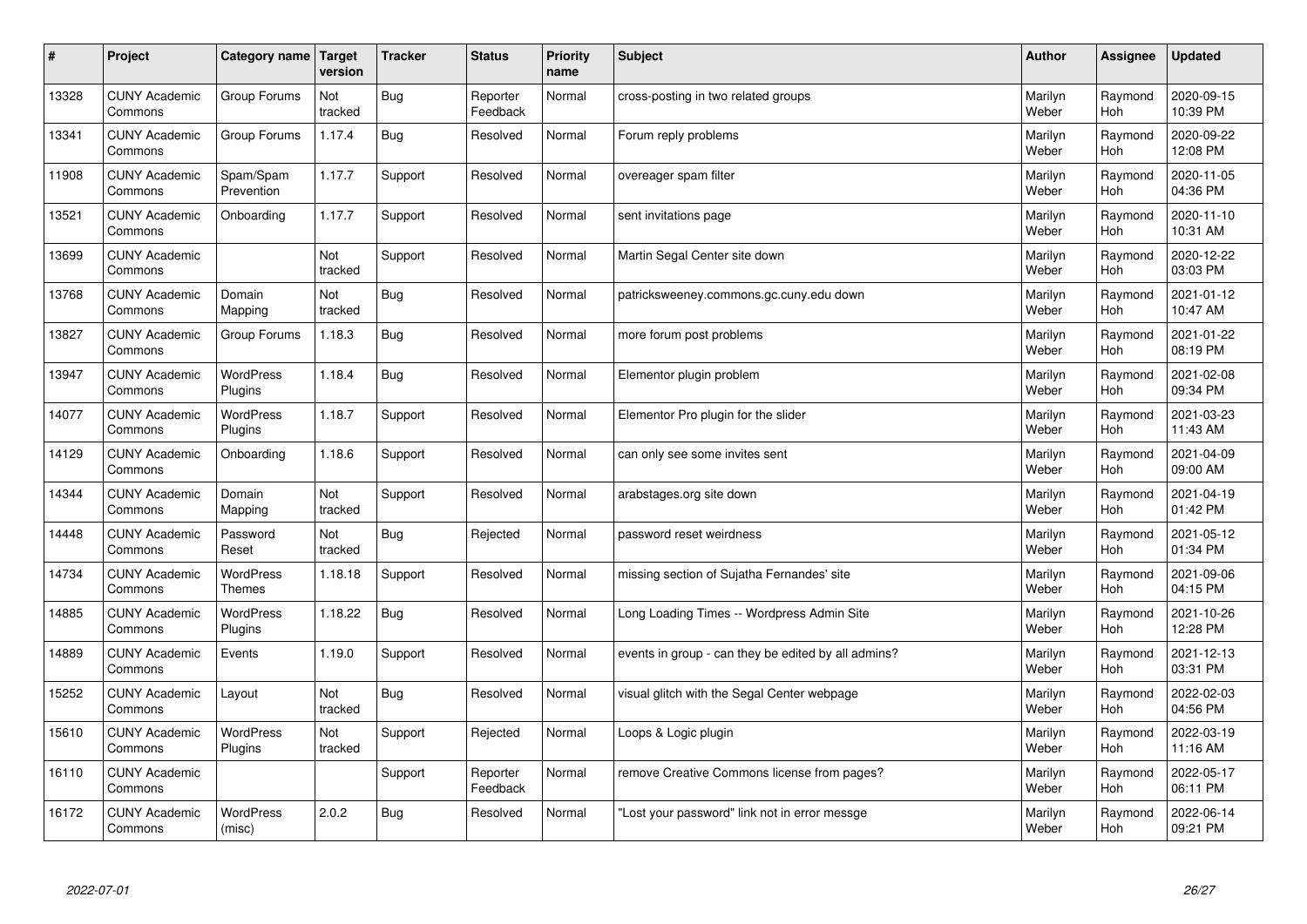| # | Project | Category name | Target version | Tracker | Status | Priority name | Subject | Author | Assignee | Updated |
|---|---|---|---|---|---|---|---|---|---|---|
| 13328 | CUNY Academic Commons | Group Forums | Not tracked | Bug | Reporter Feedback | Normal | cross-posting in two related groups | Marilyn Weber | Raymond Hoh | 2020-09-15 10:39 PM |
| 13341 | CUNY Academic Commons | Group Forums | 1.17.4 | Bug | Resolved | Normal | Forum reply problems | Marilyn Weber | Raymond Hoh | 2020-09-22 12:08 PM |
| 11908 | CUNY Academic Commons | Spam/Spam Prevention | 1.17.7 | Support | Resolved | Normal | overeager spam filter | Marilyn Weber | Raymond Hoh | 2020-11-05 04:36 PM |
| 13521 | CUNY Academic Commons | Onboarding | 1.17.7 | Support | Resolved | Normal | sent invitations page | Marilyn Weber | Raymond Hoh | 2020-11-10 10:31 AM |
| 13699 | CUNY Academic Commons | | Not tracked | Support | Resolved | Normal | Martin Segal Center site down | Marilyn Weber | Raymond Hoh | 2020-12-22 03:03 PM |
| 13768 | CUNY Academic Commons | Domain Mapping | Not tracked | Bug | Resolved | Normal | patricksweeney.commons.gc.cuny.edu down | Marilyn Weber | Raymond Hoh | 2021-01-12 10:47 AM |
| 13827 | CUNY Academic Commons | Group Forums | 1.18.3 | Bug | Resolved | Normal | more forum post problems | Marilyn Weber | Raymond Hoh | 2021-01-22 08:19 PM |
| 13947 | CUNY Academic Commons | WordPress Plugins | 1.18.4 | Bug | Resolved | Normal | Elementor plugin problem | Marilyn Weber | Raymond Hoh | 2021-02-08 09:34 PM |
| 14077 | CUNY Academic Commons | WordPress Plugins | 1.18.7 | Support | Resolved | Normal | Elementor Pro plugin for the slider | Marilyn Weber | Raymond Hoh | 2021-03-23 11:43 AM |
| 14129 | CUNY Academic Commons | Onboarding | 1.18.6 | Support | Resolved | Normal | can only see some invites sent | Marilyn Weber | Raymond Hoh | 2021-04-09 09:00 AM |
| 14344 | CUNY Academic Commons | Domain Mapping | Not tracked | Support | Resolved | Normal | arabstages.org site down | Marilyn Weber | Raymond Hoh | 2021-04-19 01:42 PM |
| 14448 | CUNY Academic Commons | Password Reset | Not tracked | Bug | Rejected | Normal | password reset weirdness | Marilyn Weber | Raymond Hoh | 2021-05-12 01:34 PM |
| 14734 | CUNY Academic Commons | WordPress Themes | 1.18.18 | Support | Resolved | Normal | missing section of Sujatha Fernandes' site | Marilyn Weber | Raymond Hoh | 2021-09-06 04:15 PM |
| 14885 | CUNY Academic Commons | WordPress Plugins | 1.18.22 | Bug | Resolved | Normal | Long Loading Times -- Wordpress Admin Site | Marilyn Weber | Raymond Hoh | 2021-10-26 12:28 PM |
| 14889 | CUNY Academic Commons | Events | 1.19.0 | Support | Resolved | Normal | events in group - can they be edited by all admins? | Marilyn Weber | Raymond Hoh | 2021-12-13 03:31 PM |
| 15252 | CUNY Academic Commons | Layout | Not tracked | Bug | Resolved | Normal | visual glitch with the Segal Center webpage | Marilyn Weber | Raymond Hoh | 2022-02-03 04:56 PM |
| 15610 | CUNY Academic Commons | WordPress Plugins | Not tracked | Support | Rejected | Normal | Loops & Logic plugin | Marilyn Weber | Raymond Hoh | 2022-03-19 11:16 AM |
| 16110 | CUNY Academic Commons | | | Support | Reporter Feedback | Normal | remove Creative Commons license from pages? | Marilyn Weber | Raymond Hoh | 2022-05-17 06:11 PM |
| 16172 | CUNY Academic Commons | WordPress (misc) | 2.0.2 | Bug | Resolved | Normal | "Lost your password" link not in error messge | Marilyn Weber | Raymond Hoh | 2022-06-14 09:21 PM |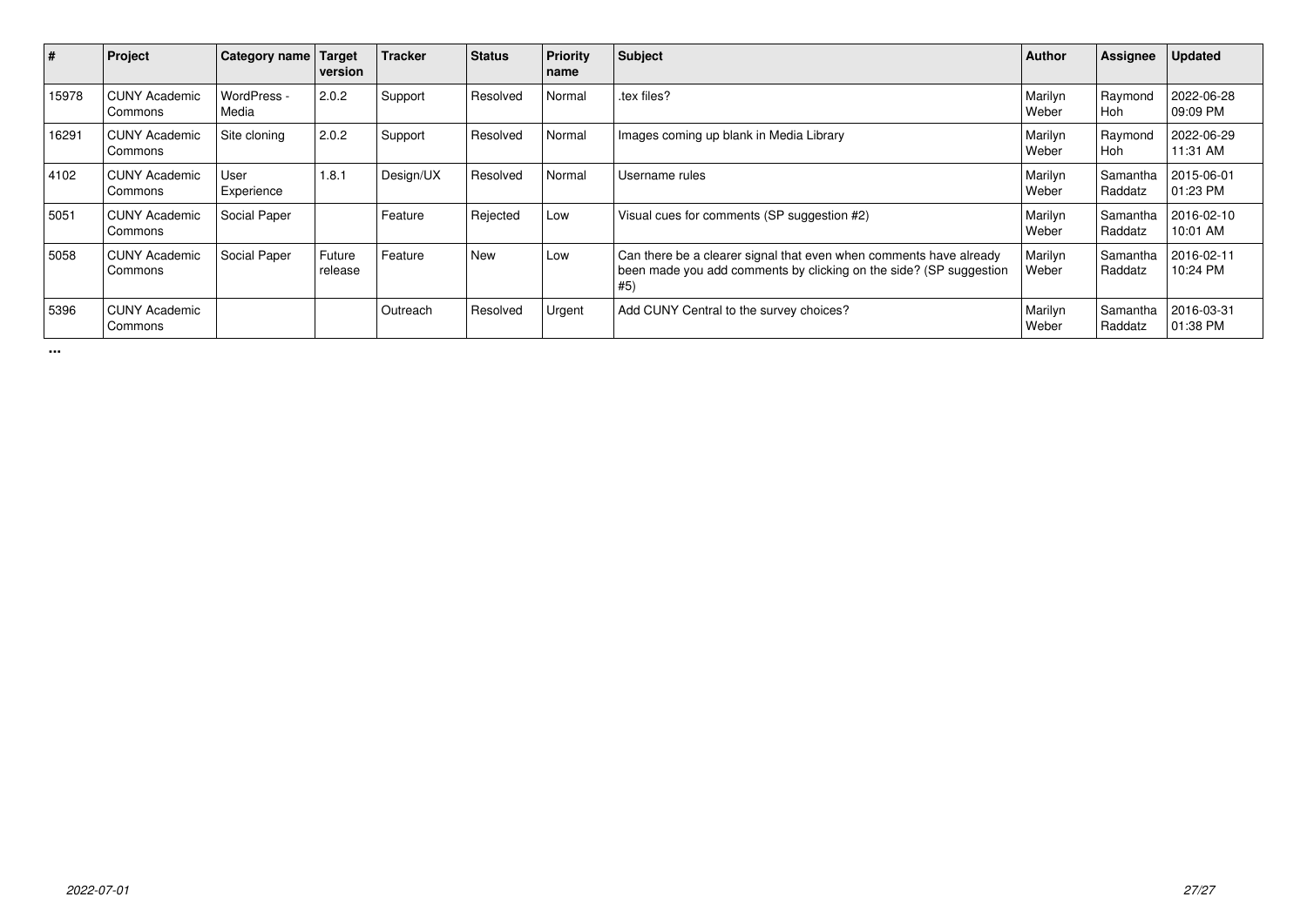| # | Project | Category name | Target version | Tracker | Status | Priority name | Subject | Author | Assignee | Updated |
|---|---|---|---|---|---|---|---|---|---|---|
| 15978 | CUNY Academic Commons | WordPress - Media | 2.0.2 | Support | Resolved | Normal | .tex files? | Marilyn Weber | Raymond Hoh | 2022-06-28 09:09 PM |
| 16291 | CUNY Academic Commons | Site cloning | 2.0.2 | Support | Resolved | Normal | Images coming up blank in Media Library | Marilyn Weber | Raymond Hoh | 2022-06-29 11:31 AM |
| 4102 | CUNY Academic Commons | User Experience | 1.8.1 | Design/UX | Resolved | Normal | Username rules | Marilyn Weber | Samantha Raddatz | 2015-06-01 01:23 PM |
| 5051 | CUNY Academic Commons | Social Paper | | Feature | Rejected | Low | Visual cues for comments (SP suggestion #2) | Marilyn Weber | Samantha Raddatz | 2016-02-10 10:01 AM |
| 5058 | CUNY Academic Commons | Social Paper | Future release | Feature | New | Low | Can there be a clearer signal that even when comments have already been made you add comments by clicking on the side? (SP suggestion #5) | Marilyn Weber | Samantha Raddatz | 2016-02-11 10:24 PM |
| 5396 | CUNY Academic Commons | | | Outreach | Resolved | Urgent | Add CUNY Central to the survey choices? | Marilyn Weber | Samantha Raddatz | 2016-03-31 01:38 PM |

...